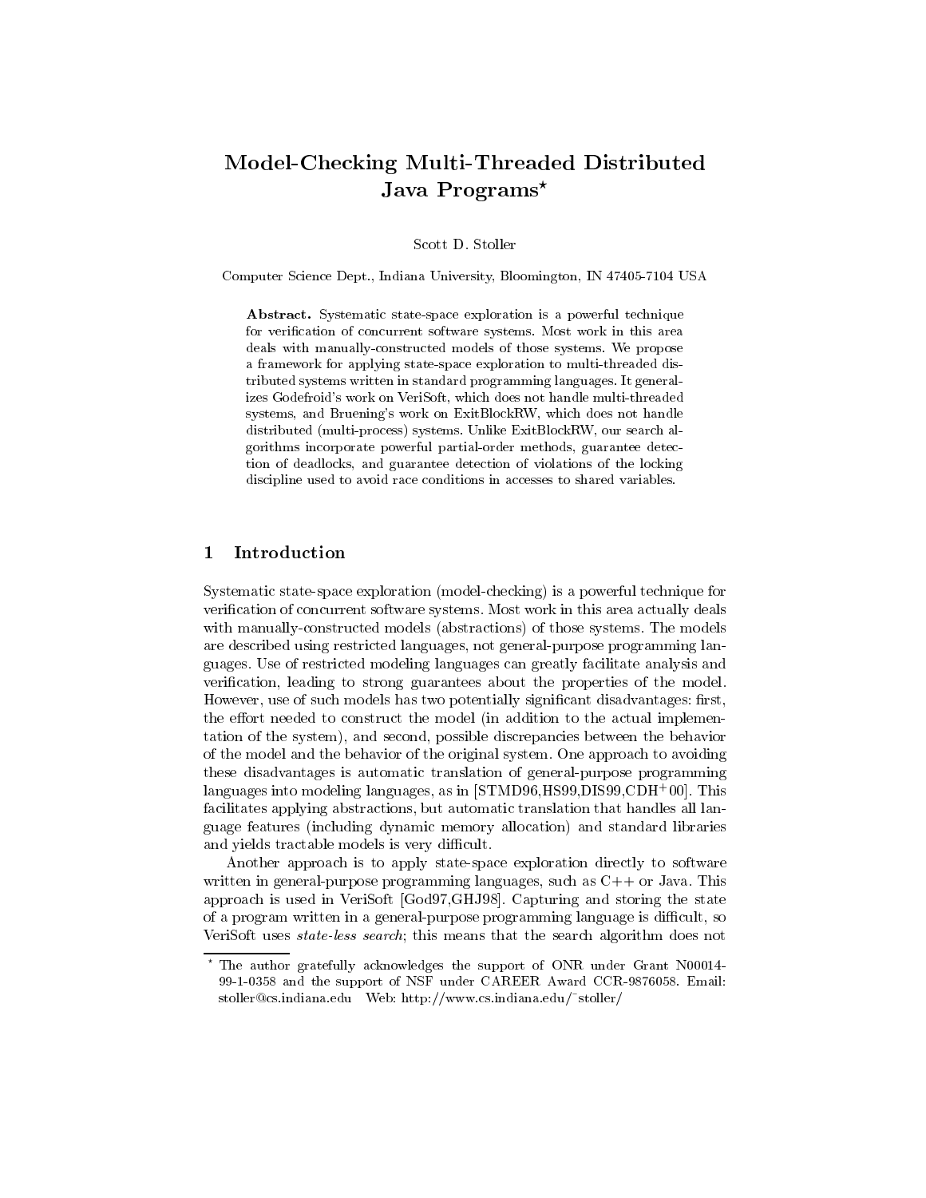# Model-Checking Multi-Threaded Distributed Java Programs*

Scott D. Stoller

Computer Science Dept., Indiana University, Bloomington, IN 47405-7104 USA

**Abstract.** Systematic state-space exploration is a powerful technique for verification of concurrent software systems. Most work in this area deals with manually-constructed models of those systems. We propose a framework for applying state-space exploration to multi-threaded distributed systems written in standard programming languages. It generalizes Godefroid's work on VeriSoft, which does not handle multi-threaded systems, and Bruening's work on ExitBlockRW, which does not handle distributed (multi-process) systems. Unlike ExitBlockRW, our search algorithms incorporate powerful partial-order methods, guarantee detection of deadlocks, and guarantee detection of violations of the locking discipline used to avoid race conditions in accesses to shared variables.

## 1 Introduction

Systematic state-space exploration (model-checking) is a powerful technique for verification of concurrent software systems. Most work in this area actually deals with manually-constructed models (abstractions) of those systems. The models are described using restricted languages, not general-purpose programming languages. Use of restricted modeling languages can greatly facilitate analysis and verification, leading to strong guarantees about the properties of the model. However, use of such models has two potentially significant disadvantages: first, the effort needed to construct the model (in addition to the actual implementation of the system), and second, possible discrepancies between the behavior of the model and the behavior of the original system. One approach to avoiding these disadvantages is automatic translation of general-purpose programming languages into modeling languages, as in [STMD96,HS99,DIS99,CDH+00]. This facilitates applying abstractions, but automatic translation that handles all language features (including dynamic memory allocation) and standard libraries and yields tractable models is very difficult.

Another approach is to apply state-space exploration directly to software written in general-purpose programming languages, such as C++ or Java. This approach is used in VeriSoft [God97,GHJ98]. Capturing and storing the state of a program written in a general-purpose programming language is difficult, so VeriSoft uses *state-less search*; this means that the search algorithm does not

---

* The author gratefully acknowledges the support of ONR under Grant N00014-99-1-0358 and the support of NSF under CAREER Award CCR-9876058. Email: stoller@cs.indiana.edu Web: http://www.cs.indiana.edu/~stoller/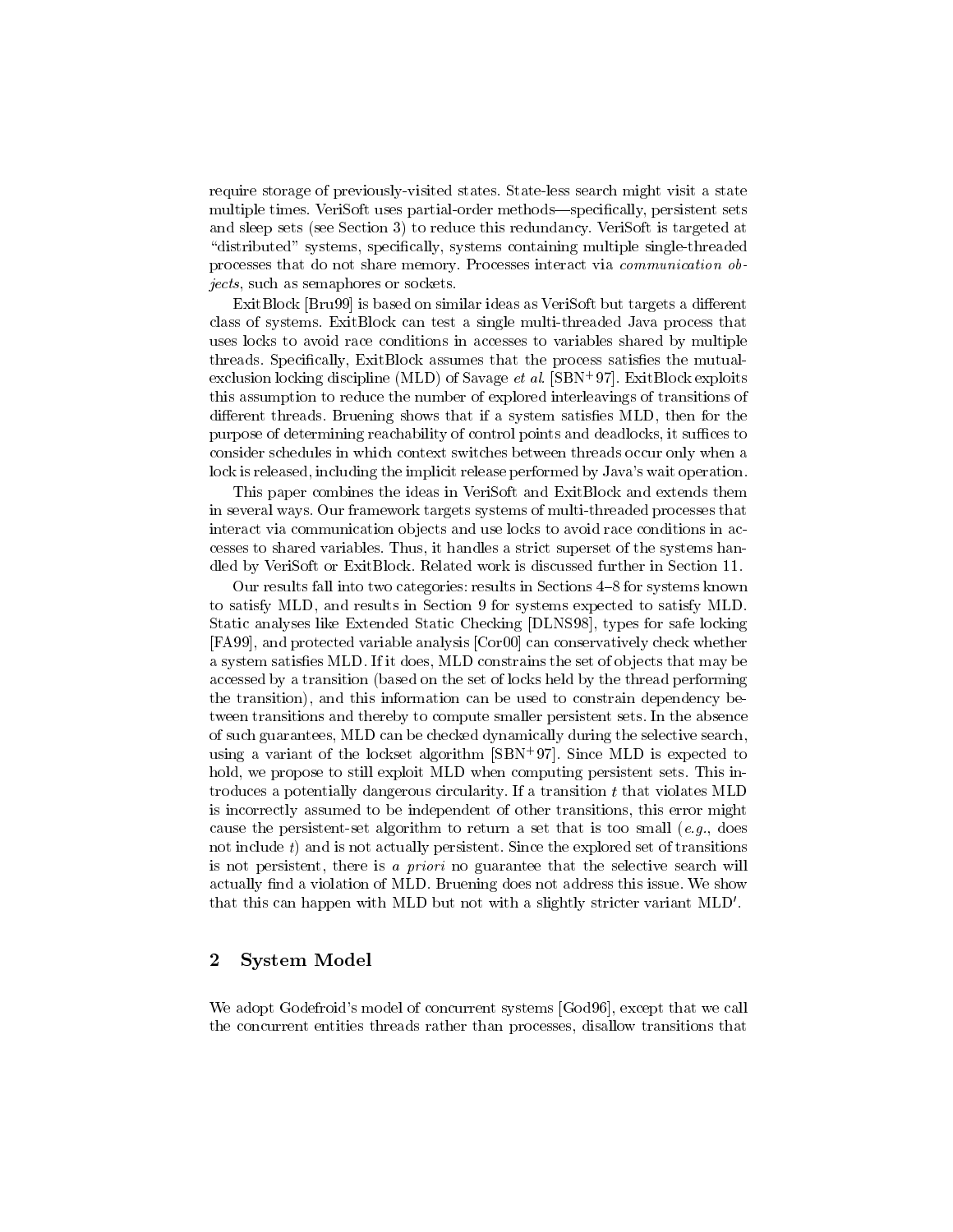require storage of previously-visited states. State-less search might visit a state multiple times. VeriSoft uses partial-order methods—specifically, persistent sets and sleep sets (see Section 3) to reduce this redundancy. VeriSoft is targeted at "distributed" systems, specifically, systems containing multiple single-threaded processes that do not share memory. Processes interact via *communication objects*, such as semaphores or sockets.

ExitBlock [Bru99] is based on similar ideas as VeriSoft but targets a different class of systems. ExitBlock can test a single multi-threaded Java process that uses locks to avoid race conditions in accesses to variables shared by multiple threads. Specifically, ExitBlock assumes that the process satisfies the mutual-exclusion locking discipline (MLD) of Savage *et al.* [SBN+97]. ExitBlock exploits this assumption to reduce the number of explored interleavings of transitions of different threads. Bruening shows that if a system satisfies MLD, then for the purpose of determining reachability of control points and deadlocks, it suffices to consider schedules in which context switches between threads occur only when a lock is released, including the implicit release performed by Java's wait operation.

This paper combines the ideas in VeriSoft and ExitBlock and extends them in several ways. Our framework targets systems of multi-threaded processes that interact via communication objects and use locks to avoid race conditions in accesses to shared variables. Thus, it handles a strict superset of the systems handled by VeriSoft or ExitBlock. Related work is discussed further in Section 11.

Our results fall into two categories: results in Sections 4–8 for systems known to satisfy MLD, and results in Section 9 for systems expected to satisfy MLD. Static analyses like Extended Static Checking [DLNS98], types for safe locking [FA99], and protected variable analysis [Cor00] can conservatively check whether a system satisfies MLD. If it does, MLD constrains the set of objects that may be accessed by a transition (based on the set of locks held by the thread performing the transition), and this information can be used to constrain dependency between transitions and thereby to compute smaller persistent sets. In the absence of such guarantees, MLD can be checked dynamically during the selective search, using a variant of the lockset algorithm [SBN+97]. Since MLD is expected to hold, we propose to still exploit MLD when computing persistent sets. This introduces a potentially dangerous circularity. If a transition $t$ that violates MLD is incorrectly assumed to be independent of other transitions, this error might cause the persistent-set algorithm to return a set that is too small (*e.g.*, does not include $t$) and is not actually persistent. Since the explored set of transitions is not persistent, there is *a priori* no guarantee that the selective search will actually find a violation of MLD. Bruening does not address this issue. We show that this can happen with MLD but not with a slightly stricter variant MLD′.

## 2 System Model

We adopt Godefroid's model of concurrent systems [God96], except that we call the concurrent entities threads rather than processes, disallow transitions that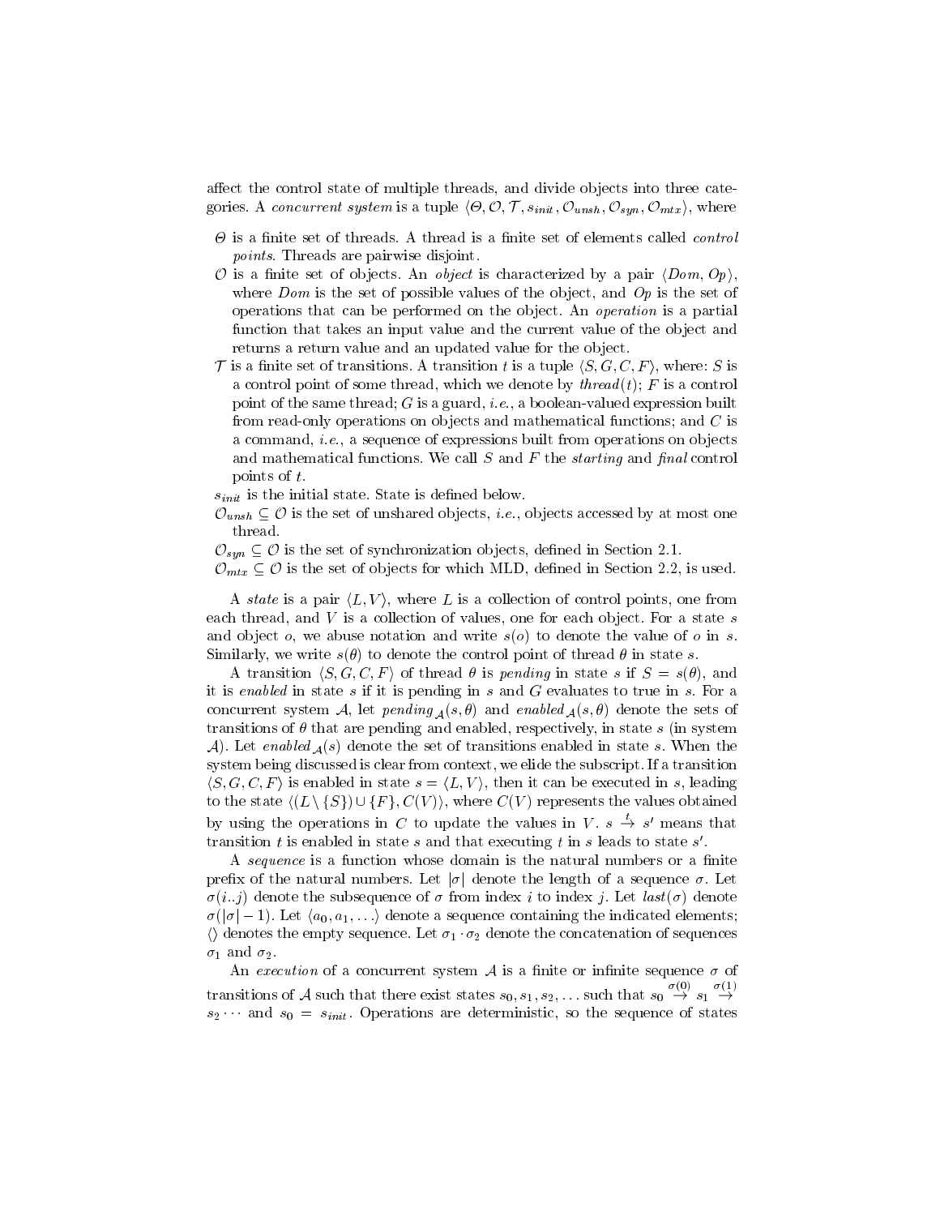affect the control state of multiple threads, and divide objects into three categories. A *concurrent system* is a tuple $\langle \Theta, \mathcal{O}, \mathcal{T}, s_{init}, \mathcal{O}_{unsh}, \mathcal{O}_{syn}, \mathcal{O}_{mtx} \rangle$, where

- $\Theta$ is a finite set of threads. A thread is a finite set of elements called *control points*. Threads are pairwise disjoint.
- $\mathcal{O}$ is a finite set of objects. An *object* is characterized by a pair $\langle Dom, Op \rangle$, where $Dom$ is the set of possible values of the object, and $Op$ is the set of operations that can be performed on the object. An *operation* is a partial function that takes an input value and the current value of the object and returns a return value and an updated value for the object.
- $\mathcal{T}$ is a finite set of transitions. A transition $t$ is a tuple $\langle S, G, C, F \rangle$, where: $S$ is a control point of some thread, which we denote by $thread(t)$; $F$ is a control point of the same thread; $G$ is a guard, *i.e.*, a boolean-valued expression built from read-only operations on objects and mathematical functions; and $C$ is a command, *i.e.*, a sequence of expressions built from operations on objects and mathematical functions. We call $S$ and $F$ the *starting* and *final* control points of $t$.
- $s_{init}$ is the initial state. State is defined below.
- $\mathcal{O}_{unsh} \subseteq \mathcal{O}$ is the set of unshared objects, *i.e.*, objects accessed by at most one thread.
- $\mathcal{O}_{syn} \subseteq \mathcal{O}$ is the set of synchronization objects, defined in Section 2.1.
- $\mathcal{O}_{mtx} \subseteq \mathcal{O}$ is the set of objects for which MLD, defined in Section 2.2, is used.

A *state* is a pair $\langle L, V \rangle$, where $L$ is a collection of control points, one from each thread, and $V$ is a collection of values, one for each object. For a state $s$ and object $o$, we abuse notation and write $s(o)$ to denote the value of $o$ in $s$. Similarly, we write $s(\theta)$ to denote the control point of thread $\theta$ in state $s$.

A transition $\langle S, G, C, F \rangle$ of thread $\theta$ is *pending* in state $s$ if $S = s(\theta)$, and it is *enabled* in state $s$ if it is pending in $s$ and $G$ evaluates to true in $s$. For a concurrent system $\mathcal{A}$, let $pending_{\mathcal{A}}(s, \theta)$ and $enabled_{\mathcal{A}}(s, \theta)$ denote the sets of transitions of $\theta$ that are pending and enabled, respectively, in state $s$ (in system $\mathcal{A}$). Let $enabled_{\mathcal{A}}(s)$ denote the set of transitions enabled in state $s$. When the system being discussed is clear from context, we elide the subscript. If a transition $\langle S, G, C, F \rangle$ is enabled in state $s = \langle L, V \rangle$, then it can be executed in $s$, leading to the state $\langle (L \setminus \{S\}) \cup \{F\}, C(V) \rangle$, where $C(V)$ represents the values obtained by using the operations in $C$ to update the values in $V$. $s \xrightarrow{t} s'$ means that transition $t$ is enabled in state $s$ and that executing $t$ in $s$ leads to state $s'$.

A *sequence* is a function whose domain is the natural numbers or a finite prefix of the natural numbers. Let $|\sigma|$ denote the length of a sequence $\sigma$. Let $\sigma(i..j)$ denote the subsequence of $\sigma$ from index $i$ to index $j$. Let $last(\sigma)$ denote $\sigma(|\sigma| - 1)$. Let $\langle a_0, a_1, \ldots \rangle$ denote a sequence containing the indicated elements; $\langle \rangle$ denotes the empty sequence. Let $\sigma_1 \cdot \sigma_2$ denote the concatenation of sequences $\sigma_1$ and $\sigma_2$.

An *execution* of a concurrent system $\mathcal{A}$ is a finite or infinite sequence $\sigma$ of transitions of $\mathcal{A}$ such that there exist states $s_0, s_1, s_2, \ldots$ such that $s_0 \xrightarrow{\sigma(0)} s_1 \xrightarrow{\sigma(1)} s_2 \cdots$ and $s_0 = s_{init}$. Operations are deterministic, so the sequence of states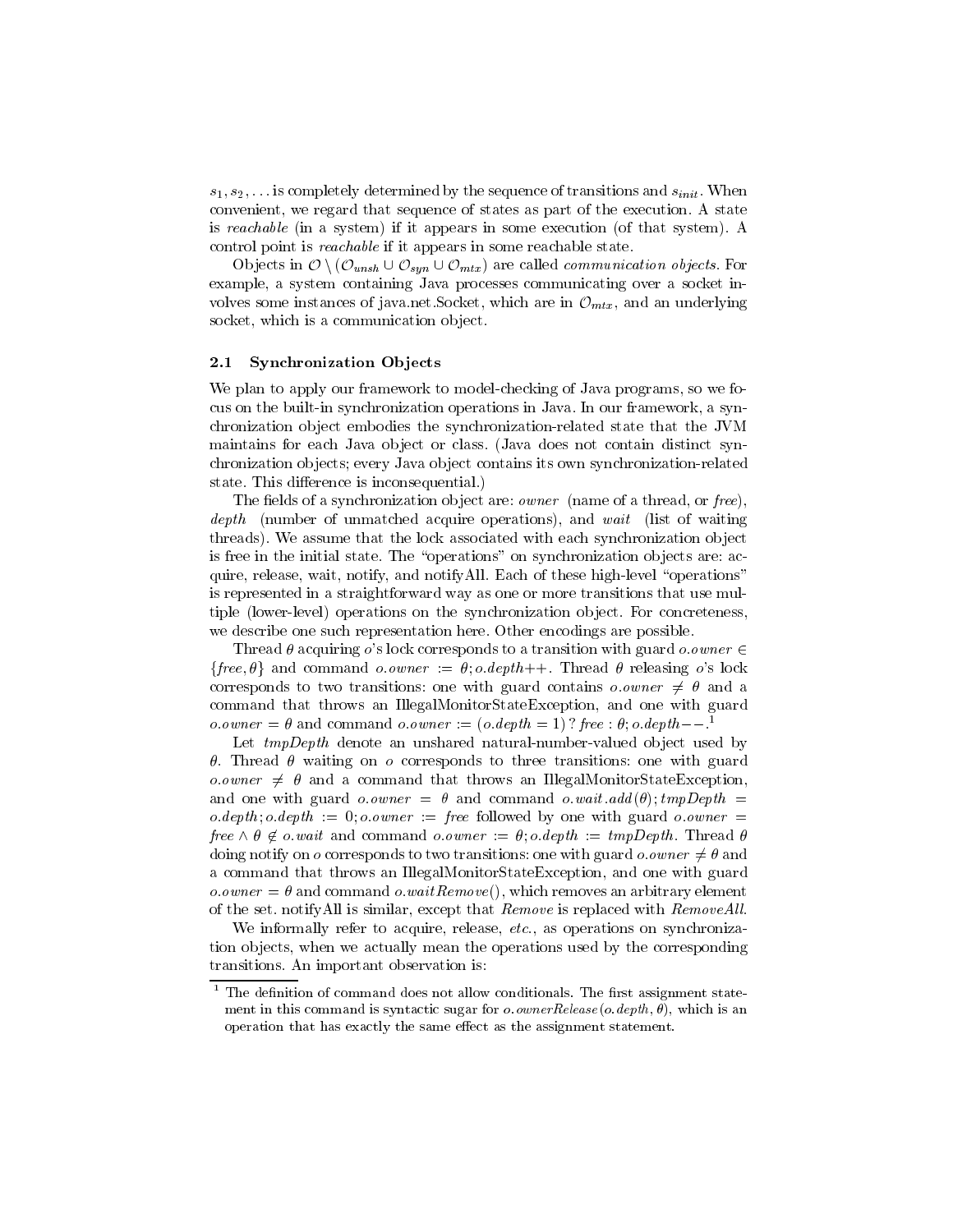$s_1, s_2, \ldots$ is completely determined by the sequence of transitions and $s_{init}$. When convenient, we regard that sequence of states as part of the execution. A state is *reachable* (in a system) if it appears in some execution (of that system). A control point is *reachable* if it appears in some reachable state.

Objects in $\mathcal{O} \setminus (\mathcal{O}_{unsh} \cup \mathcal{O}_{syn} \cup \mathcal{O}_{mtx})$ are called *communication objects*. For example, a system containing Java processes communicating over a socket involves some instances of java.net.Socket, which are in $\mathcal{O}_{mtx}$, and an underlying socket, which is a communication object.

### 2.1 Synchronization Objects

We plan to apply our framework to model-checking of Java programs, so we focus on the built-in synchronization operations in Java. In our framework, a synchronization object embodies the synchronization-related state that the JVM maintains for each Java object or class. (Java does not contain distinct synchronization objects; every Java object contains its own synchronization-related state. This difference is inconsequential.)

The fields of a synchronization object are: *owner* (name of a thread, or *free*), *depth* (number of unmatched acquire operations), and *wait* (list of waiting threads). We assume that the lock associated with each synchronization object is free in the initial state. The "operations" on synchronization objects are: acquire, release, wait, notify, and notifyAll. Each of these high-level "operations" is represented in a straightforward way as one or more transitions that use multiple (lower-level) operations on the synchronization object. For concreteness, we describe one such representation here. Other encodings are possible.

Thread $\theta$ acquiring $o$'s lock corresponds to a transition with guard $o.owner \in \{free, \theta\}$ and command $o.owner := \theta; o.depth{+}{+}$. Thread $\theta$ releasing $o$'s lock corresponds to two transitions: one with guard contains $o.owner \neq \theta$ and a command that throws an IllegalMonitorStateException, and one with guard $o.owner = \theta$ and command $o.owner := (o.depth = 1)\,?\, free : \theta; o.depth{-}{-}$.[1]

Let *tmpDepth* denote an unshared natural-number-valued object used by $\theta$. Thread $\theta$ waiting on $o$ corresponds to three transitions: one with guard $o.owner \neq \theta$ and a command that throws an IllegalMonitorStateException, and one with guard $o.owner = \theta$ and command $o.wait.add(\theta); tmpDepth = o.depth; o.depth := 0; o.owner := free$ followed by one with guard $o.owner = free \wedge \theta \notin o.wait$ and command $o.owner := \theta; o.depth := tmpDepth$. Thread $\theta$ doing notify on $o$ corresponds to two transitions: one with guard $o.owner \neq \theta$ and a command that throws an IllegalMonitorStateException, and one with guard $o.owner = \theta$ and command $o.waitRemove()$, which removes an arbitrary element of the set. notifyAll is similar, except that *Remove* is replaced with *RemoveAll*.

We informally refer to acquire, release, *etc.*, as operations on synchronization objects, when we actually mean the operations used by the corresponding transitions. An important observation is:

---

[1] The definition of command does not allow conditionals. The first assignment statement in this command is syntactic sugar for $o.ownerRelease(o.depth, \theta)$, which is an operation that has exactly the same effect as the assignment statement.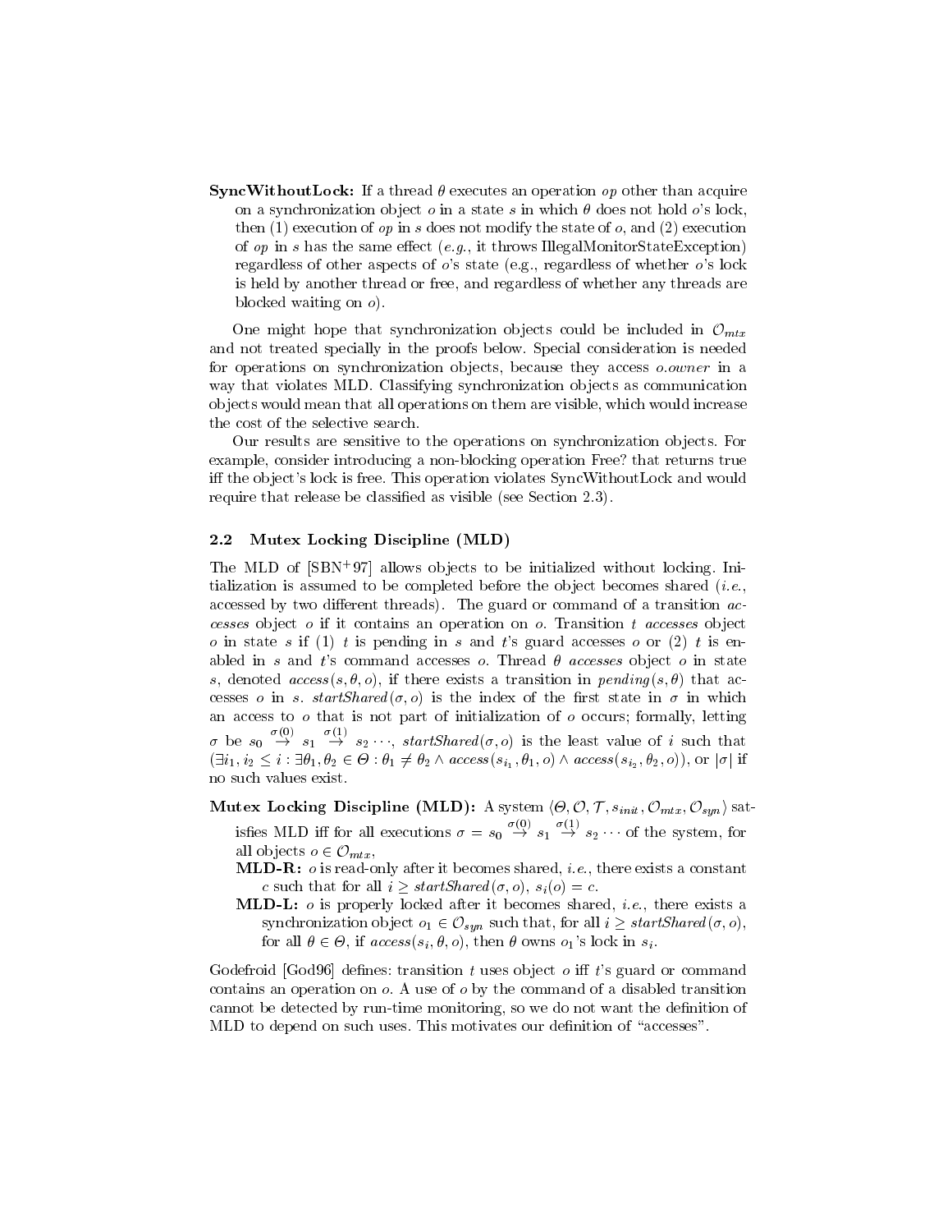**SyncWithoutLock:** If a thread $\theta$ executes an operation $op$ other than acquire on a synchronization object $o$ in a state $s$ in which $\theta$ does not hold $o$'s lock, then (1) execution of $op$ in $s$ does not modify the state of $o$, and (2) execution of $op$ in $s$ has the same effect (*e.g.*, it throws IllegalMonitorStateException) regardless of other aspects of $o$'s state (e.g., regardless of whether $o$'s lock is held by another thread or free, and regardless of whether any threads are blocked waiting on $o$).

One might hope that synchronization objects could be included in $\mathcal{O}_{mtx}$ and not treated specially in the proofs below. Special consideration is needed for operations on synchronization objects, because they access $o.owner$ in a way that violates MLD. Classifying synchronization objects as communication objects would mean that all operations on them are visible, which would increase the cost of the selective search.

Our results are sensitive to the operations on synchronization objects. For example, consider introducing a non-blocking operation Free? that returns true iff the object's lock is free. This operation violates SyncWithoutLock and would require that release be classified as visible (see Section 2.3).

## 2.2 Mutex Locking Discipline (MLD)

The MLD of [SBN+97] allows objects to be initialized without locking. Initialization is assumed to be completed before the object becomes shared (*i.e.*, accessed by two different threads). The guard or command of a transition *accesses* object $o$ if it contains an operation on $o$. Transition $t$ *accesses* object $o$ in state $s$ if (1) $t$ is pending in $s$ and $t$'s guard accesses $o$ or (2) $t$ is enabled in $s$ and $t$'s command accesses $o$. Thread $\theta$ *accesses* object $o$ in state $s$, denoted $access(s, \theta, o)$, if there exists a transition in $pending(s, \theta)$ that accesses $o$ in $s$. $startShared(\sigma, o)$ is the index of the first state in $\sigma$ in which an access to $o$ that is not part of initialization of $o$ occurs; formally, letting $\sigma$ be $s_0 \stackrel{\sigma(0)}{\rightarrow} s_1 \stackrel{\sigma(1)}{\rightarrow} s_2 \cdots$, $startShared(\sigma, o)$ is the least value of $i$ such that $(\exists i_1, i_2 \leq i : \exists \theta_1, \theta_2 \in \Theta : \theta_1 \neq \theta_2 \wedge access(s_{i_1}, \theta_1, o) \wedge access(s_{i_2}, \theta_2, o))$, or $|\sigma|$ if no such values exist.

**Mutex Locking Discipline (MLD):** A system $\langle \Theta, \mathcal{O}, \mathcal{T}, s_{init}, \mathcal{O}_{mtx}, \mathcal{O}_{syn} \rangle$ satisfies MLD iff for all executions $\sigma = s_0 \stackrel{\sigma(0)}{\rightarrow} s_1 \stackrel{\sigma(1)}{\rightarrow} s_2 \cdots$ of the system, for all objects $o \in \mathcal{O}_{mtx}$,

- **MLD-R:** $o$ is read-only after it becomes shared, *i.e.*, there exists a constant $c$ such that for all $i \geq startShared(\sigma, o)$, $s_i(o) = c$.
- **MLD-L:** $o$ is properly locked after it becomes shared, *i.e.*, there exists a synchronization object $o_1 \in \mathcal{O}_{syn}$ such that, for all $i \geq startShared(\sigma, o)$, for all $\theta \in \Theta$, if $access(s_i, \theta, o)$, then $\theta$ owns $o_1$'s lock in $s_i$.

Godefroid [God96] defines: transition $t$ uses object $o$ iff $t$'s guard or command contains an operation on $o$. A use of $o$ by the command of a disabled transition cannot be detected by run-time monitoring, so we do not want the definition of MLD to depend on such uses. This motivates our definition of "accesses".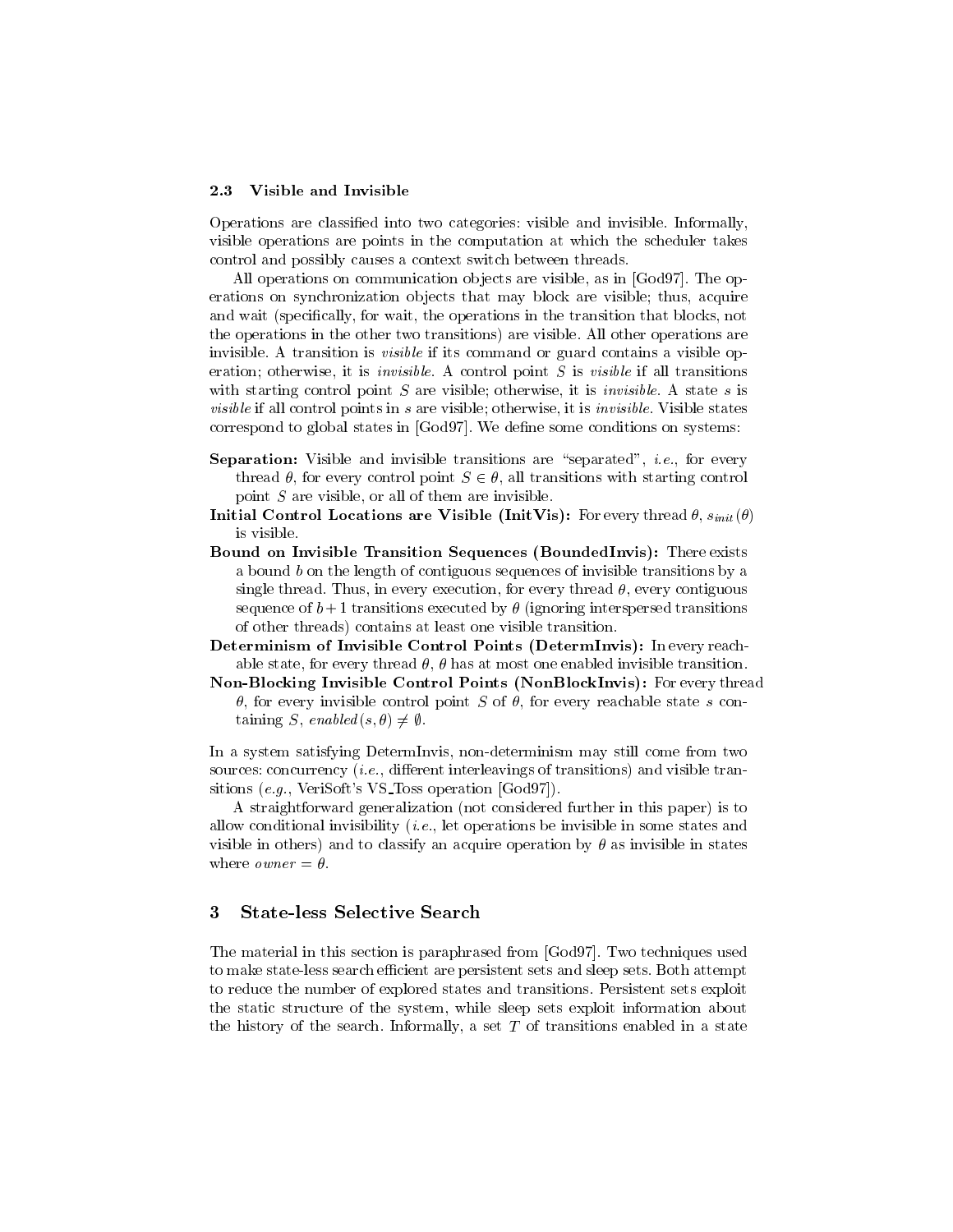### 2.3 Visible and Invisible

Operations are classified into two categories: visible and invisible. Informally, visible operations are points in the computation at which the scheduler takes control and possibly causes a context switch between threads.

All operations on communication objects are visible, as in [God97]. The operations on synchronization objects that may block are visible; thus, acquire and wait (specifically, for wait, the operations in the transition that blocks, not the operations in the other two transitions) are visible. All other operations are invisible. A transition is *visible* if its command or guard contains a visible operation; otherwise, it is *invisible*. A control point $S$ is *visible* if all transitions with starting control point $S$ are visible; otherwise, it is *invisible*. A state $s$ is *visible* if all control points in $s$ are visible; otherwise, it is *invisible*. Visible states correspond to global states in [God97]. We define some conditions on systems:

- **Separation:** Visible and invisible transitions are "separated", *i.e.*, for every thread $\theta$, for every control point $S \in \theta$, all transitions with starting control point $S$ are visible, or all of them are invisible.
- **Initial Control Locations are Visible (InitVis):** For every thread $\theta$, $s_{init}(\theta)$ is visible.
- **Bound on Invisible Transition Sequences (BoundedInvis):** There exists a bound $b$ on the length of contiguous sequences of invisible transitions by a single thread. Thus, in every execution, for every thread $\theta$, every contiguous sequence of $b+1$ transitions executed by $\theta$ (ignoring interspersed transitions of other threads) contains at least one visible transition.
- **Determinism of Invisible Control Points (DetermInvis):** In every reachable state, for every thread $\theta$, $\theta$ has at most one enabled invisible transition.
- **Non-Blocking Invisible Control Points (NonBlockInvis):** For every thread $\theta$, for every invisible control point $S$ of $\theta$, for every reachable state $s$ containing $S$, $enabled(s, \theta) \neq \emptyset$.

In a system satisfying DetermInvis, non-determinism may still come from two sources: concurrency (*i.e.*, different interleavings of transitions) and visible transitions (*e.g.*, VeriSoft's VS_Toss operation [God97]).

A straightforward generalization (not considered further in this paper) is to allow conditional invisibility (*i.e.*, let operations be invisible in some states and visible in others) and to classify an acquire operation by $\theta$ as invisible in states where $owner = \theta$.

# 3 State-less Selective Search

The material in this section is paraphrased from [God97]. Two techniques used to make state-less search efficient are persistent sets and sleep sets. Both attempt to reduce the number of explored states and transitions. Persistent sets exploit the static structure of the system, while sleep sets exploit information about the history of the search. Informally, a set $T$ of transitions enabled in a state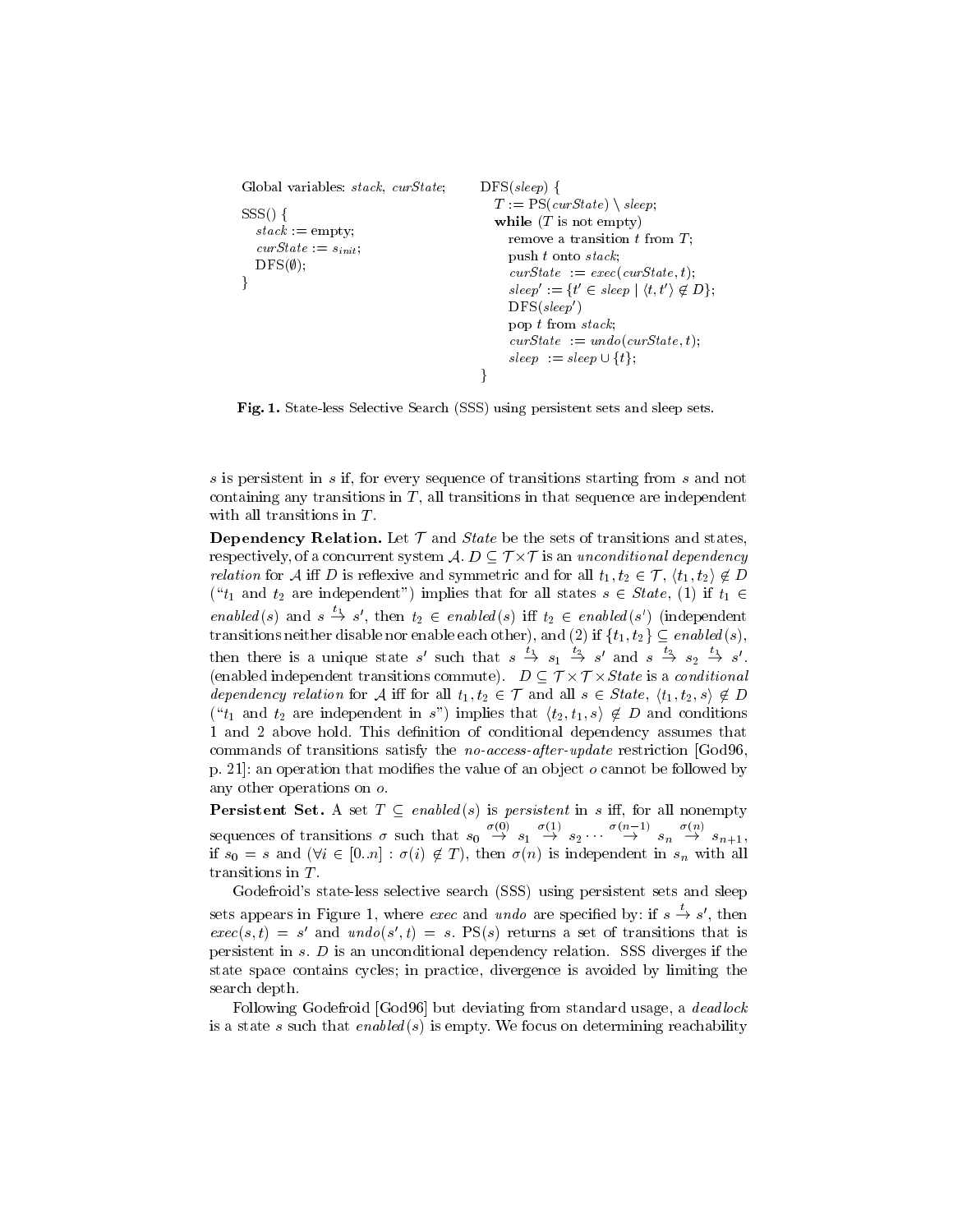```
Global variables: stack, curState;

SSS() {
  stack := empty;
  curState := s_init;
  DFS(∅);
}

DFS(sleep) {
  T := PS(curState) \ sleep;
  while (T is not empty)
    remove a transition t from T;
    push t onto stack;
    curState := exec(curState, t);
    sleep' := {t' ∈ sleep | ⟨t, t'⟩ ∉ D};
    DFS(sleep')
    pop t from stack;
    curState := undo(curState, t);
    sleep := sleep ∪ {t};
}
```

**Fig. 1.** State-less Selective Search (SSS) using persistent sets and sleep sets.

$s$ is persistent in $s$ if, for every sequence of transitions starting from $s$ and not containing any transitions in $T$, all transitions in that sequence are independent with all transitions in $T$.

**Dependency Relation.** Let $\mathcal{T}$ and *State* be the sets of transitions and states, respectively, of a concurrent system $\mathcal{A}$. $D \subseteq \mathcal{T} \times \mathcal{T}$ is an *unconditional dependency relation* for $\mathcal{A}$ iff $D$ is reflexive and symmetric and for all $t_1, t_2 \in \mathcal{T}$, $\langle t_1, t_2 \rangle \notin D$ ("$t_1$ and $t_2$ are independent") implies that for all states $s \in State$, (1) if $t_1 \in enabled(s)$ and $s \xrightarrow{t_1} s'$, then $t_2 \in enabled(s)$ iff $t_2 \in enabled(s')$ (independent transitions neither disable nor enable each other), and (2) if $\{t_1, t_2\} \subseteq enabled(s)$, then there is a unique state $s'$ such that $s \xrightarrow{t_1} s_1 \xrightarrow{t_2} s'$ and $s \xrightarrow{t_2} s_2 \xrightarrow{t_1} s'$. (enabled independent transitions commute). $D \subseteq \mathcal{T} \times \mathcal{T} \times State$ is a *conditional dependency relation* for $\mathcal{A}$ iff for all $t_1, t_2 \in \mathcal{T}$ and all $s \in State$, $\langle t_1, t_2, s \rangle \notin D$ ("$t_1$ and $t_2$ are independent in $s$") implies that $\langle t_2, t_1, s \rangle \notin D$ and conditions 1 and 2 above hold. This definition of conditional dependency assumes that commands of transitions satisfy the *no-access-after-update* restriction [God96, p. 21]: an operation that modifies the value of an object $o$ cannot be followed by any other operations on $o$.

**Persistent Set.** A set $T \subseteq enabled(s)$ is *persistent* in $s$ iff, for all nonempty sequences of transitions $\sigma$ such that $s_0 \xrightarrow{\sigma(0)} s_1 \xrightarrow{\sigma(1)} s_2 \cdots \xrightarrow{\sigma(n-1)} s_n \xrightarrow{\sigma(n)} s_{n+1}$, if $s_0 = s$ and $(\forall i \in [0..n] : \sigma(i) \notin T)$, then $\sigma(n)$ is independent in $s_n$ with all transitions in $T$.

Godefroid's state-less selective search (SSS) using persistent sets and sleep sets appears in Figure 1, where *exec* and *undo* are specified by: if $s \xrightarrow{t} s'$, then $exec(s, t) = s'$ and $undo(s', t) = s$. PS$(s)$ returns a set of transitions that is persistent in $s$. $D$ is an unconditional dependency relation. SSS diverges if the state space contains cycles; in practice, divergence is avoided by limiting the search depth.

Following Godefroid [God96] but deviating from standard usage, a *deadlock* is a state $s$ such that $enabled(s)$ is empty. We focus on determining reachability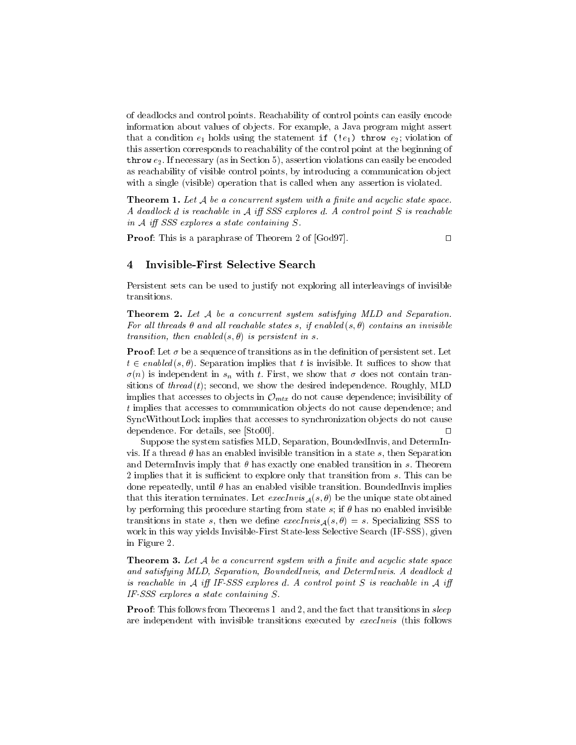of deadlocks and control points. Reachability of control points can easily encode information about values of objects. For example, a Java program might assert that a condition $e_1$ holds using the statement `if (!`$e_1$`) throw` $e_2$; violation of this assertion corresponds to reachability of the control point at the beginning of `throw` $e_2$. If necessary (as in Section 5), assertion violations can easily be encoded as reachability of visible control points, by introducing a communication object with a single (visible) operation that is called when any assertion is violated.

**Theorem 1.** *Let $\mathcal{A}$ be a concurrent system with a finite and acyclic state space. A deadlock $d$ is reachable in $\mathcal{A}$ iff SSS explores $d$. A control point $S$ is reachable in $\mathcal{A}$ iff SSS explores a state containing $S$.*

**Proof**: This is a paraphrase of Theorem 2 of [God97]. □

## 4 Invisible-First Selective Search

Persistent sets can be used to justify not exploring all interleavings of invisible transitions.

**Theorem 2.** *Let $\mathcal{A}$ be a concurrent system satisfying MLD and Separation. For all threads $\theta$ and all reachable states $s$, if $enabled(s, \theta)$ contains an invisible transition, then $enabled(s, \theta)$ is persistent in $s$.*

**Proof**: Let $\sigma$ be a sequence of transitions as in the definition of persistent set. Let $t \in enabled(s, \theta)$. Separation implies that $t$ is invisible. It suffices to show that $\sigma(n)$ is independent in $s_n$ with $t$. First, we show that $\sigma$ does not contain transitions of $thread(t)$; second, we show the desired independence. Roughly, MLD implies that accesses to objects in $\mathcal{O}_{mtx}$ do not cause dependence; invisibility of $t$ implies that accesses to communication objects do not cause dependence; and SyncWithoutLock implies that accesses to synchronization objects do not cause dependence. For details, see [Sto00]. □

Suppose the system satisfies MLD, Separation, BoundedInvis, and DetermInvis. If a thread $\theta$ has an enabled invisible transition in a state $s$, then Separation and DetermInvis imply that $\theta$ has exactly one enabled transition in $s$. Theorem 2 implies that it is sufficient to explore only that transition from $s$. This can be done repeatedly, until $\theta$ has an enabled visible transition. BoundedInvis implies that this iteration terminates. Let $execInvis_{\mathcal{A}}(s, \theta)$ be the unique state obtained by performing this procedure starting from state $s$; if $\theta$ has no enabled invisible transitions in state $s$, then we define $execInvis_{\mathcal{A}}(s, \theta) = s$. Specializing SSS to work in this way yields Invisible-First State-less Selective Search (IF-SSS), given in Figure 2.

**Theorem 3.** *Let $\mathcal{A}$ be a concurrent system with a finite and acyclic state space and satisfying MLD, Separation, BoundedInvis, and DetermInvis. A deadlock $d$ is reachable in $\mathcal{A}$ iff IF-SSS explores $d$. A control point $S$ is reachable in $\mathcal{A}$ iff IF-SSS explores a state containing $S$.*

**Proof**: This follows from Theorems 1 and 2, and the fact that transitions in *sleep* are independent with invisible transitions executed by *execInvis* (this follows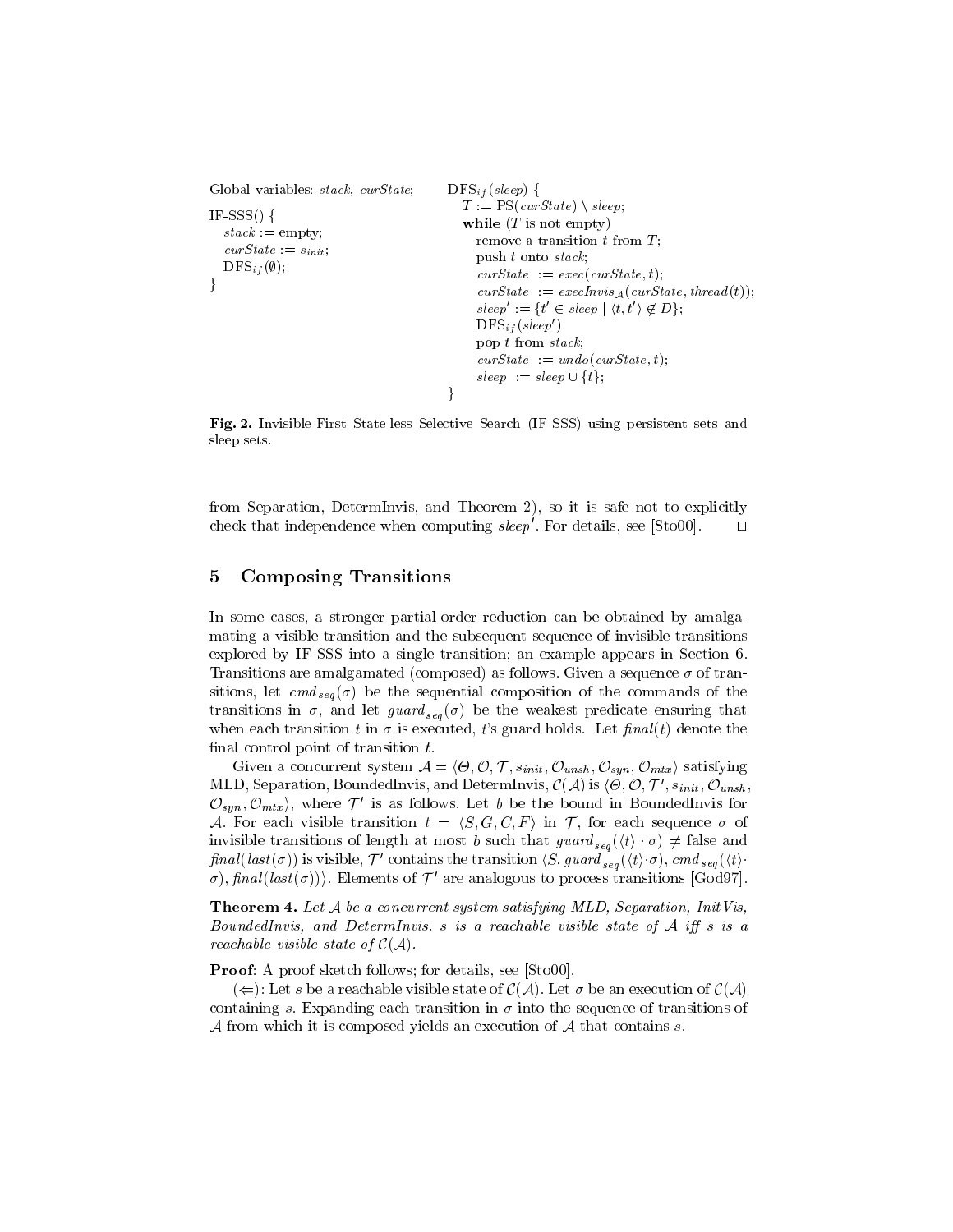```
Global variables: stack, curState;

IF-SSS() {
   stack := empty;
   curState := s_init;
   DFS_if(∅);
}

DFS_if(sleep) {
   T := PS(curState) \ sleep;
   while (T is not empty)
      remove a transition t from T;
      push t onto stack;
      curState := exec(curState, t);
      curState := execInvis_A(curState, thread(t));
      sleep' := {t' ∈ sleep | ⟨t, t'⟩ ∉ D};
      DFS_if(sleep')
      pop t from stack;
      curState := undo(curState, t);
      sleep := sleep ∪ {t};
}
```

**Fig. 2.** Invisible-First State-less Selective Search (IF-SSS) using persistent sets and sleep sets.

from Separation, DetermInvis, and Theorem 2), so it is safe not to explicitly check that independence when computing $sleep'$. For details, see [Sto00]. □

## 5 Composing Transitions

In some cases, a stronger partial-order reduction can be obtained by amalgamating a visible transition and the subsequent sequence of invisible transitions explored by IF-SSS into a single transition; an example appears in Section 6. Transitions are amalgamated (composed) as follows. Given a sequence $\sigma$ of transitions, let $cmd_{seq}(\sigma)$ be the sequential composition of the commands of the transitions in $\sigma$, and let $guard_{seq}(\sigma)$ be the weakest predicate ensuring that when each transition $t$ in $\sigma$ is executed, $t$'s guard holds. Let $final(t)$ denote the final control point of transition $t$.

Given a concurrent system $\mathcal{A} = \langle \Theta, \mathcal{O}, \mathcal{T}, s_{init}, \mathcal{O}_{unsh}, \mathcal{O}_{syn}, \mathcal{O}_{mtx} \rangle$ satisfying MLD, Separation, BoundedInvis, and DetermInvis, $\mathcal{C}(\mathcal{A})$ is $\langle \Theta, \mathcal{O}, \mathcal{T}', s_{init}, \mathcal{O}_{unsh}, \mathcal{O}_{syn}, \mathcal{O}_{mtx} \rangle$, where $\mathcal{T}'$ is as follows. Let $b$ be the bound in BoundedInvis for $\mathcal{A}$. For each visible transition $t = \langle S, G, C, F \rangle$ in $\mathcal{T}$, for each sequence $\sigma$ of invisible transitions of length at most $b$ such that $guard_{seq}(\langle t \rangle \cdot \sigma) \neq$ false and $final(last(\sigma))$ is visible, $\mathcal{T}'$ contains the transition $\langle S, guard_{seq}(\langle t \rangle \cdot \sigma), cmd_{seq}(\langle t \rangle \cdot \sigma), final(last(\sigma)) \rangle$. Elements of $\mathcal{T}'$ are analogous to process transitions [God97].

**Theorem 4.** *Let $\mathcal{A}$ be a concurrent system satisfying MLD, Separation, InitVis, BoundedInvis, and DetermInvis. $s$ is a reachable visible state of $\mathcal{A}$ iff $s$ is a reachable visible state of $\mathcal{C}(\mathcal{A})$.*

**Proof**: A proof sketch follows; for details, see [Sto00].

($\Leftarrow$): Let $s$ be a reachable visible state of $\mathcal{C}(\mathcal{A})$. Let $\sigma$ be an execution of $\mathcal{C}(\mathcal{A})$ containing $s$. Expanding each transition in $\sigma$ into the sequence of transitions of $\mathcal{A}$ from which it is composed yields an execution of $\mathcal{A}$ that contains $s$.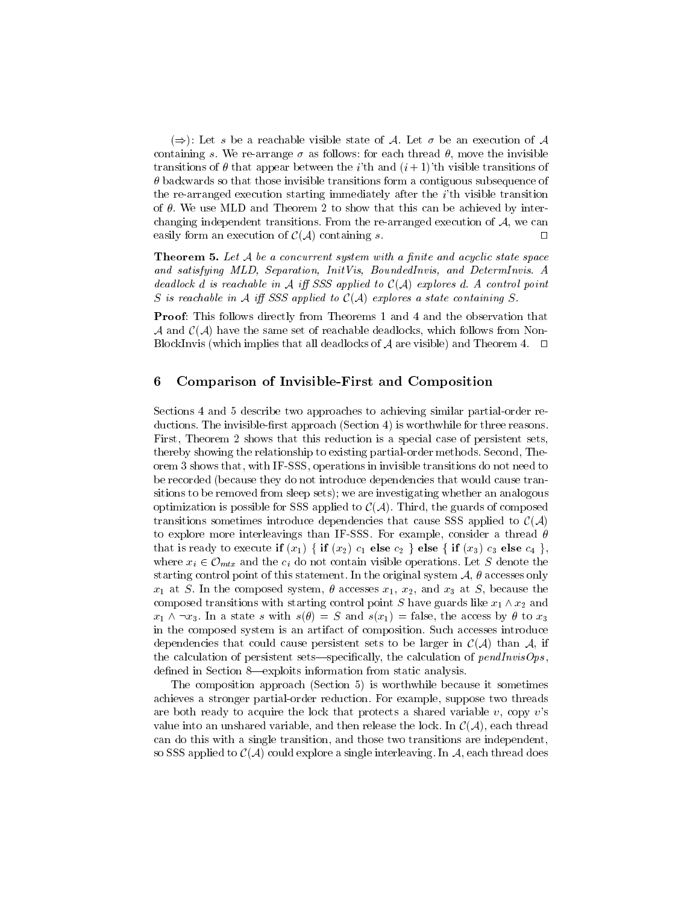(⇒): Let $s$ be a reachable visible state of $\mathcal{A}$. Let $\sigma$ be an execution of $\mathcal{A}$ containing $s$. We re-arrange $\sigma$ as follows: for each thread $\theta$, move the invisible transitions of $\theta$ that appear between the $i$'th and $(i+1)$'th visible transitions of $\theta$ backwards so that those invisible transitions form a contiguous subsequence of the re-arranged execution starting immediately after the $i$'th visible transition of $\theta$. We use MLD and Theorem 2 to show that this can be achieved by interchanging independent transitions. From the re-arranged execution of $\mathcal{A}$, we can easily form an execution of $\mathcal{C}(\mathcal{A})$ containing $s$. □

**Theorem 5.** *Let $\mathcal{A}$ be a concurrent system with a finite and acyclic state space and satisfying MLD, Separation, InitVis, BoundedInvis, and DetermInvis. A deadlock $d$ is reachable in $\mathcal{A}$ iff SSS applied to $\mathcal{C}(\mathcal{A})$ explores $d$. A control point $S$ is reachable in $\mathcal{A}$ iff SSS applied to $\mathcal{C}(\mathcal{A})$ explores a state containing $S$.*

**Proof**: This follows directly from Theorems 1 and 4 and the observation that $\mathcal{A}$ and $\mathcal{C}(\mathcal{A})$ have the same set of reachable deadlocks, which follows from NonBlockInvis (which implies that all deadlocks of $\mathcal{A}$ are visible) and Theorem 4. □

## 6 Comparison of Invisible-First and Composition

Sections 4 and 5 describe two approaches to achieving similar partial-order reductions. The invisible-first approach (Section 4) is worthwhile for three reasons. First, Theorem 2 shows that this reduction is a special case of persistent sets, thereby showing the relationship to existing partial-order methods. Second, Theorem 3 shows that, with IF-SSS, operations in invisible transitions do not need to be recorded (because they do not introduce dependencies that would cause transitions to be removed from sleep sets); we are investigating whether an analogous optimization is possible for SSS applied to $\mathcal{C}(\mathcal{A})$. Third, the guards of composed transitions sometimes introduce dependencies that cause SSS applied to $\mathcal{C}(\mathcal{A})$ to explore more interleavings than IF-SSS. For example, consider a thread $\theta$ that is ready to execute **if** $(x_1)$ { **if** $(x_2)$ $c_1$ **else** $c_2$ } **else** { **if** $(x_3)$ $c_3$ **else** $c_4$ }, where $x_i \in \mathcal{O}_{mtx}$ and the $c_i$ do not contain visible operations. Let $S$ denote the starting control point of this statement. In the original system $\mathcal{A}$, $\theta$ accesses only $x_1$ at $S$. In the composed system, $\theta$ accesses $x_1$, $x_2$, and $x_3$ at $S$, because the composed transitions with starting control point $S$ have guards like $x_1 \wedge x_2$ and $x_1 \wedge \neg x_3$. In a state $s$ with $s(\theta) = S$ and $s(x_1) = \text{false}$, the access by $\theta$ to $x_3$ in the composed system is an artifact of composition. Such accesses introduce dependencies that could cause persistent sets to be larger in $\mathcal{C}(\mathcal{A})$ than $\mathcal{A}$, if the calculation of persistent sets—specifically, the calculation of *pendInvisOps*, defined in Section 8—exploits information from static analysis.

The composition approach (Section 5) is worthwhile because it sometimes achieves a stronger partial-order reduction. For example, suppose two threads are both ready to acquire the lock that protects a shared variable $v$, copy $v$'s value into an unshared variable, and then release the lock. In $\mathcal{C}(\mathcal{A})$, each thread can do this with a single transition, and those two transitions are independent, so SSS applied to $\mathcal{C}(\mathcal{A})$ could explore a single interleaving. In $\mathcal{A}$, each thread does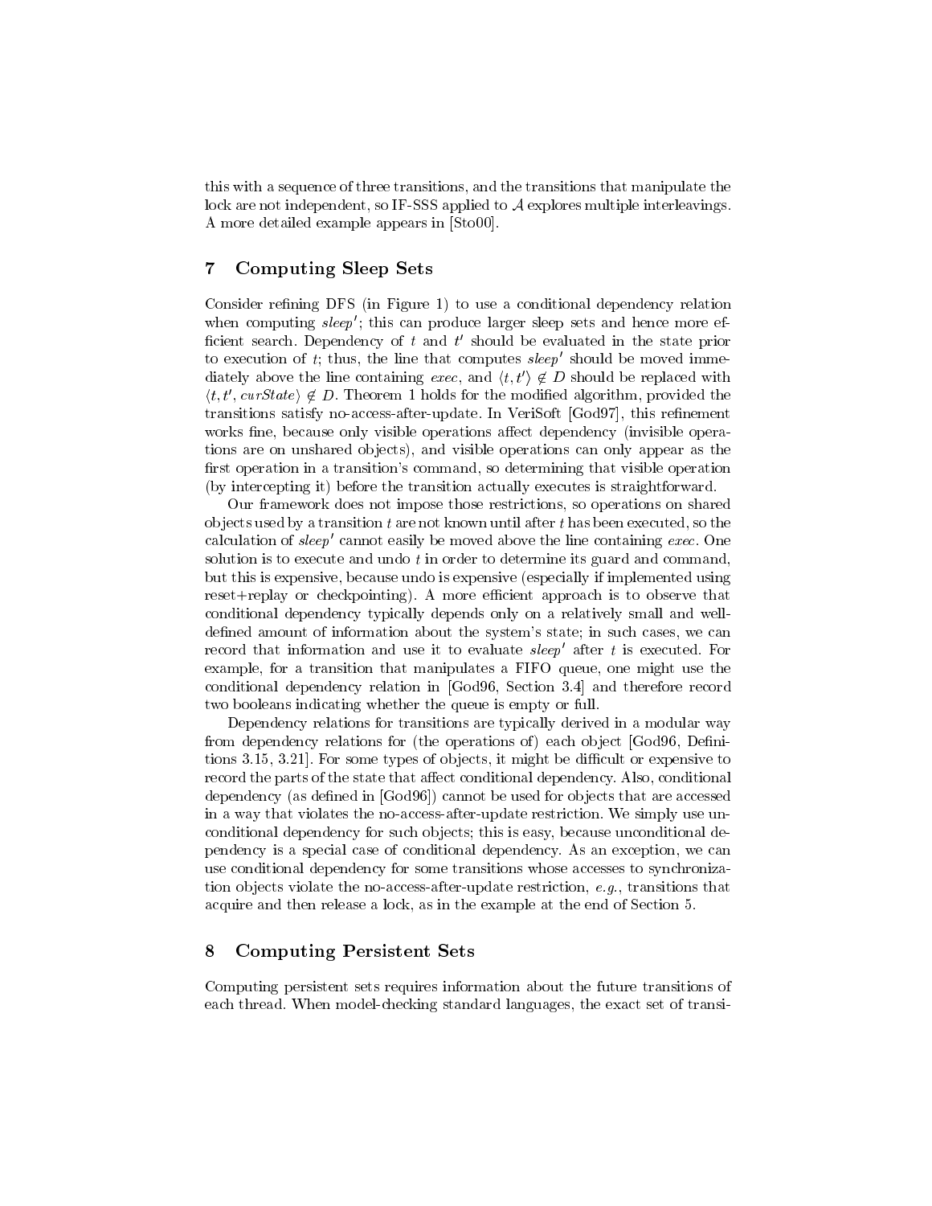this with a sequence of three transitions, and the transitions that manipulate the lock are not independent, so IF-SSS applied to $\mathcal{A}$ explores multiple interleavings. A more detailed example appears in [Sto00].

## 7 Computing Sleep Sets

Consider refining DFS (in Figure 1) to use a conditional dependency relation when computing $sleep'$; this can produce larger sleep sets and hence more efficient search. Dependency of $t$ and $t'$ should be evaluated in the state prior to execution of $t$; thus, the line that computes $sleep'$ should be moved immediately above the line containing *exec*, and $\langle t, t' \rangle \notin D$ should be replaced with $\langle t, t', curState \rangle \notin D$. Theorem 1 holds for the modified algorithm, provided the transitions satisfy no-access-after-update. In VeriSoft [God97], this refinement works fine, because only visible operations affect dependency (invisible operations are on unshared objects), and visible operations can only appear as the first operation in a transition's command, so determining that visible operation (by intercepting it) before the transition actually executes is straightforward.

Our framework does not impose those restrictions, so operations on shared objects used by a transition $t$ are not known until after $t$ has been executed, so the calculation of $sleep'$ cannot easily be moved above the line containing *exec*. One solution is to execute and undo $t$ in order to determine its guard and command, but this is expensive, because undo is expensive (especially if implemented using reset+replay or checkpointing). A more efficient approach is to observe that conditional dependency typically depends only on a relatively small and well-defined amount of information about the system's state; in such cases, we can record that information and use it to evaluate $sleep'$ after $t$ is executed. For example, for a transition that manipulates a FIFO queue, one might use the conditional dependency relation in [God96, Section 3.4] and therefore record two booleans indicating whether the queue is empty or full.

Dependency relations for transitions are typically derived in a modular way from dependency relations for (the operations of) each object [God96, Definitions 3.15, 3.21]. For some types of objects, it might be difficult or expensive to record the parts of the state that affect conditional dependency. Also, conditional dependency (as defined in [God96]) cannot be used for objects that are accessed in a way that violates the no-access-after-update restriction. We simply use unconditional dependency for such objects; this is easy, because unconditional dependency is a special case of conditional dependency. As an exception, we can use conditional dependency for some transitions whose accesses to synchronization objects violate the no-access-after-update restriction, *e.g.*, transitions that acquire and then release a lock, as in the example at the end of Section 5.

## 8 Computing Persistent Sets

Computing persistent sets requires information about the future transitions of each thread. When model-checking standard languages, the exact set of transi-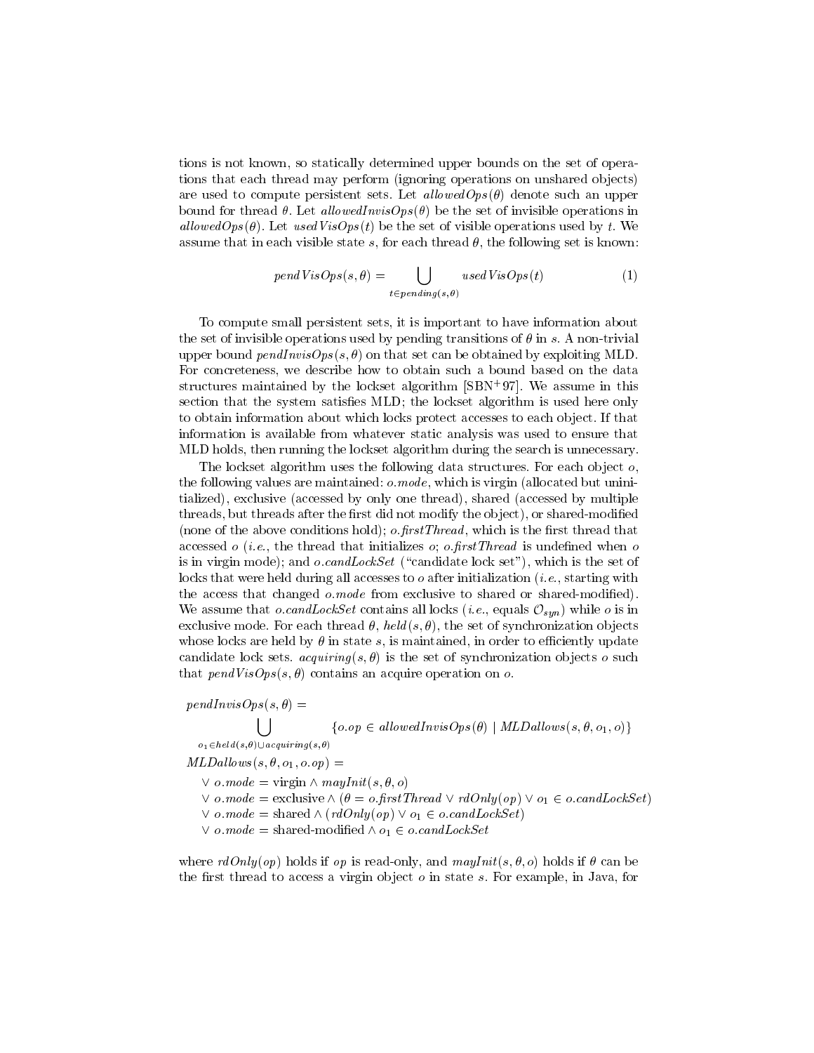tions is not known, so statically determined upper bounds on the set of operations that each thread may perform (ignoring operations on unshared objects) are used to compute persistent sets. Let $allowedOps(\theta)$ denote such an upper bound for thread $\theta$. Let $allowedInvisOps(\theta)$ be the set of invisible operations in $allowedOps(\theta)$. Let $usedVisOps(t)$ be the set of visible operations used by $t$. We assume that in each visible state $s$, for each thread $\theta$, the following set is known:

$$pendVisOps(s, \theta) = \bigcup_{t \in pending(s,\theta)} usedVisOps(t) \tag{1}$$

To compute small persistent sets, it is important to have information about the set of invisible operations used by pending transitions of $\theta$ in $s$. A non-trivial upper bound $pendInvisOps(s, \theta)$ on that set can be obtained by exploiting MLD. For concreteness, we describe how to obtain such a bound based on the data structures maintained by the lockset algorithm [SBN+97]. We assume in this section that the system satisfies MLD; the lockset algorithm is used here only to obtain information about which locks protect accesses to each object. If that information is available from whatever static analysis was used to ensure that MLD holds, then running the lockset algorithm during the search is unnecessary.

The lockset algorithm uses the following data structures. For each object $o$, the following values are maintained: $o.mode$, which is virgin (allocated but uninitialized), exclusive (accessed by only one thread), shared (accessed by multiple threads, but threads after the first did not modify the object), or shared-modified (none of the above conditions hold); $o.firstThread$, which is the first thread that accessed $o$ (*i.e.*, the thread that initializes $o$; $o.firstThread$ is undefined when $o$ is in virgin mode); and $o.candLockSet$ ("candidate lock set"), which is the set of locks that were held during all accesses to $o$ after initialization (*i.e.*, starting with the access that changed $o.mode$ from exclusive to shared or shared-modified). We assume that $o.candLockSet$ contains all locks (*i.e.*, equals $\mathcal{O}_{syn}$) while $o$ is in exclusive mode. For each thread $\theta$, $held(s, \theta)$, the set of synchronization objects whose locks are held by $\theta$ in state $s$, is maintained, in order to efficiently update candidate lock sets. $acquiring(s, \theta)$ is the set of synchronization objects $o$ such that $pendVisOps(s, \theta)$ contains an acquire operation on $o$.

$$pendInvisOps(s, \theta) = \bigcup_{o_1 \in held(s,\theta) \cup acquiring(s,\theta)} \{o.op \in allowedInvisOps(\theta) \mid MLDallows(s, \theta, o_1, o)\}$$

$$\begin{aligned}
&MLDallows(s, \theta, o_1, o.op) = \\
&\quad \vee\ o.mode = \text{virgin} \wedge mayInit(s, \theta, o) \\
&\quad \vee\ o.mode = \text{exclusive} \wedge (\theta = o.firstThread \vee rdOnly(op) \vee o_1 \in o.candLockSet) \\
&\quad \vee\ o.mode = \text{shared} \wedge (rdOnly(op) \vee o_1 \in o.candLockSet) \\
&\quad \vee\ o.mode = \text{shared-modified} \wedge o_1 \in o.candLockSet
\end{aligned}$$

where $rdOnly(op)$ holds if $op$ is read-only, and $mayInit(s, \theta, o)$ holds if $\theta$ can be the first thread to access a virgin object $o$ in state $s$. For example, in Java, for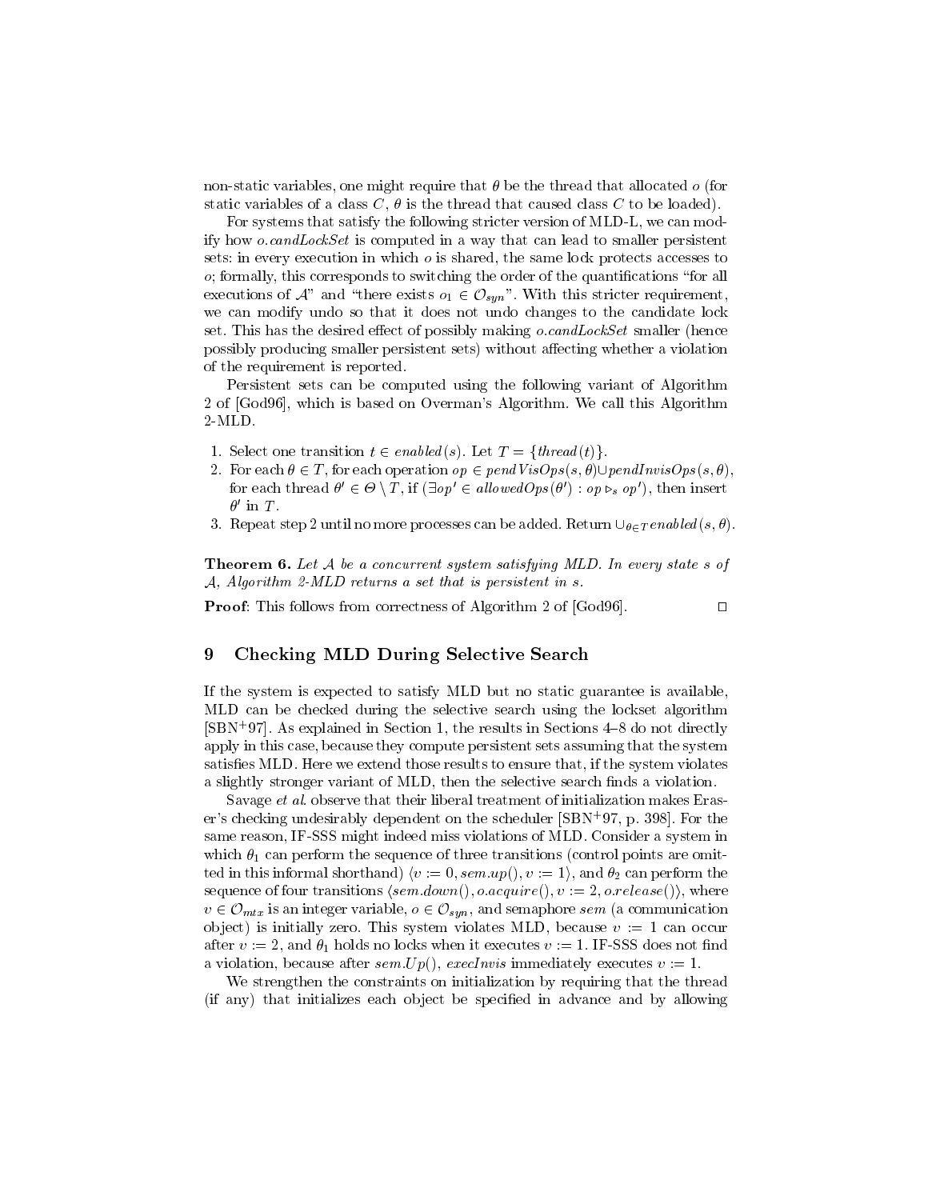non-static variables, one might require that $\theta$ be the thread that allocated $o$ (for static variables of a class $C$, $\theta$ is the thread that caused class $C$ to be loaded).

For systems that satisfy the following stricter version of MLD-L, we can modify how $o.candLockSet$ is computed in a way that can lead to smaller persistent sets: in every execution in which $o$ is shared, the same lock protects accesses to $o$; formally, this corresponds to switching the order of the quantifications "for all executions of $\mathcal{A}$" and "there exists $o_1 \in \mathcal{O}_{syn}$". With this stricter requirement, we can modify undo so that it does not undo changes to the candidate lock set. This has the desired effect of possibly making $o.candLockSet$ smaller (hence possibly producing smaller persistent sets) without affecting whether a violation of the requirement is reported.

Persistent sets can be computed using the following variant of Algorithm 2 of [God96], which is based on Overman's Algorithm. We call this Algorithm 2-MLD.

1. Select one transition $t \in enabled(s)$. Let $T = \{thread(t)\}$.
2. For each $\theta \in T$, for each operation $op \in pendVisOps(s, \theta) \cup pendInvisOps(s, \theta)$, for each thread $\theta' \in \Theta \setminus T$, if $(\exists op' \in allowedOps(\theta') : op \triangleright_s op')$, then insert $\theta'$ in $T$.
3. Repeat step 2 until no more processes can be added. Return $\cup_{\theta \in T} enabled(s, \theta)$.

**Theorem 6.** *Let $\mathcal{A}$ be a concurrent system satisfying MLD. In every state $s$ of $\mathcal{A}$, Algorithm 2-MLD returns a set that is persistent in $s$.*

**Proof**: This follows from correctness of Algorithm 2 of [God96]. □

## 9 Checking MLD During Selective Search

If the system is expected to satisfy MLD but no static guarantee is available, MLD can be checked during the selective search using the lockset algorithm [SBN+97]. As explained in Section 1, the results in Sections 4–8 do not directly apply in this case, because they compute persistent sets assuming that the system satisfies MLD. Here we extend those results to ensure that, if the system violates a slightly stronger variant of MLD, then the selective search finds a violation.

Savage *et al.* observe that their liberal treatment of initialization makes Eraser's checking undesirably dependent on the scheduler [SBN+97, p. 398]. For the same reason, IF-SSS might indeed miss violations of MLD. Consider a system in which $\theta_1$ can perform the sequence of three transitions (control points are omitted in this informal shorthand) $\langle v := 0, sem.up(), v := 1\rangle$, and $\theta_2$ can perform the sequence of four transitions $\langle sem.down(), o.acquire(), v := 2, o.release()\rangle$, where $v \in \mathcal{O}_{mtx}$ is an integer variable, $o \in \mathcal{O}_{syn}$, and semaphore $sem$ (a communication object) is initially zero. This system violates MLD, because $v := 1$ can occur after $v := 2$, and $\theta_1$ holds no locks when it executes $v := 1$. IF-SSS does not find a violation, because after $sem.Up()$, $execInvis$ immediately executes $v := 1$.

We strengthen the constraints on initialization by requiring that the thread (if any) that initializes each object be specified in advance and by allowing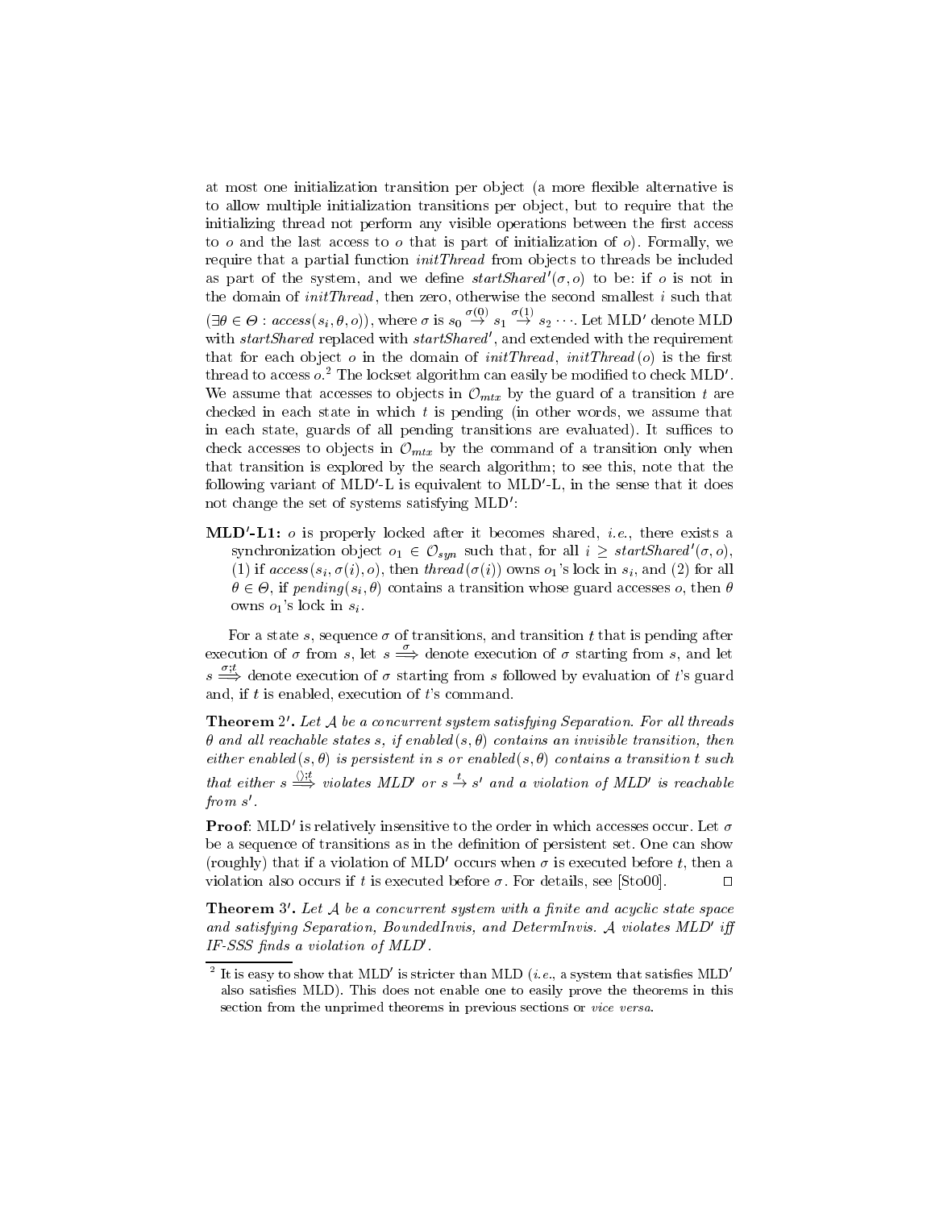at most one initialization transition per object (a more flexible alternative is to allow multiple initialization transitions per object, but to require that the initializing thread not perform any visible operations between the first access to $o$ and the last access to $o$ that is part of initialization of $o$). Formally, we require that a partial function *initThread* from objects to threads be included as part of the system, and we define $startShared'(\sigma, o)$ to be: if $o$ is not in the domain of *initThread*, then zero, otherwise the second smallest $i$ such that $(\exists \theta \in \Theta : access(s_i, \theta, o))$, where $\sigma$ is $s_0 \stackrel{\sigma(0)}{\rightarrow} s_1 \stackrel{\sigma(1)}{\rightarrow} s_2 \cdots$. Let MLD$'$ denote MLD with *startShared* replaced with *startShared*$'$, and extended with the requirement that for each object $o$ in the domain of *initThread*, $initThread(o)$ is the first thread to access $o$.[2] The lockset algorithm can easily be modified to check MLD$'$. We assume that accesses to objects in $\mathcal{O}_{mtx}$ by the guard of a transition $t$ are checked in each state in which $t$ is pending (in other words, we assume that in each state, guards of all pending transitions are evaluated). It suffices to check accesses to objects in $\mathcal{O}_{mtx}$ by the command of a transition only when that transition is explored by the search algorithm; to see this, note that the following variant of MLD$'$-L is equivalent to MLD$'$-L, in the sense that it does not change the set of systems satisfying MLD$'$:

**MLD$'$-L1:** $o$ is properly locked after it becomes shared, *i.e.*, there exists a synchronization object $o_1 \in \mathcal{O}_{syn}$ such that, for all $i \geq startShared'(\sigma, o)$, (1) if $access(s_i, \sigma(i), o)$, then $thread(\sigma(i))$ owns $o_1$'s lock in $s_i$, and (2) for all $\theta \in \Theta$, if $pending(s_i, \theta)$ contains a transition whose guard accesses $o$, then $\theta$ owns $o_1$'s lock in $s_i$.

For a state $s$, sequence $\sigma$ of transitions, and transition $t$ that is pending after execution of $\sigma$ from $s$, let $s \stackrel{\sigma}{\Longrightarrow}$ denote execution of $\sigma$ starting from $s$, and let $s \stackrel{\sigma;t}{\Longrightarrow}$ denote execution of $\sigma$ starting from $s$ followed by evaluation of $t$'s guard and, if $t$ is enabled, execution of $t$'s command.

**Theorem 2$'$.** *Let $\mathcal{A}$ be a concurrent system satisfying Separation. For all threads $\theta$ and all reachable states $s$, if $enabled(s, \theta)$ contains an invisible transition, then either $enabled(s, \theta)$ is persistent in $s$ or $enabled(s, \theta)$ contains a transition $t$ such that either $s \stackrel{\langle\rangle;t}{\Longrightarrow}$ violates MLD$'$ or $s \stackrel{t}{\rightarrow} s'$ and a violation of MLD$'$ is reachable from $s'$.*

**Proof**: MLD$'$ is relatively insensitive to the order in which accesses occur. Let $\sigma$ be a sequence of transitions as in the definition of persistent set. One can show (roughly) that if a violation of MLD$'$ occurs when $\sigma$ is executed before $t$, then a violation also occurs if $t$ is executed before $\sigma$. For details, see [Sto00]. □

**Theorem 3$'$.** *Let $\mathcal{A}$ be a concurrent system with a finite and acyclic state space and satisfying Separation, BoundedInvis, and DetermInvis. $\mathcal{A}$ violates MLD$'$ iff IF-SSS finds a violation of MLD$'$.*

[2] It is easy to show that MLD$'$ is stricter than MLD (*i.e.*, a system that satisfies MLD$'$ also satisfies MLD). This does not enable one to easily prove the theorems in this section from the unprimed theorems in previous sections or *vice versa*.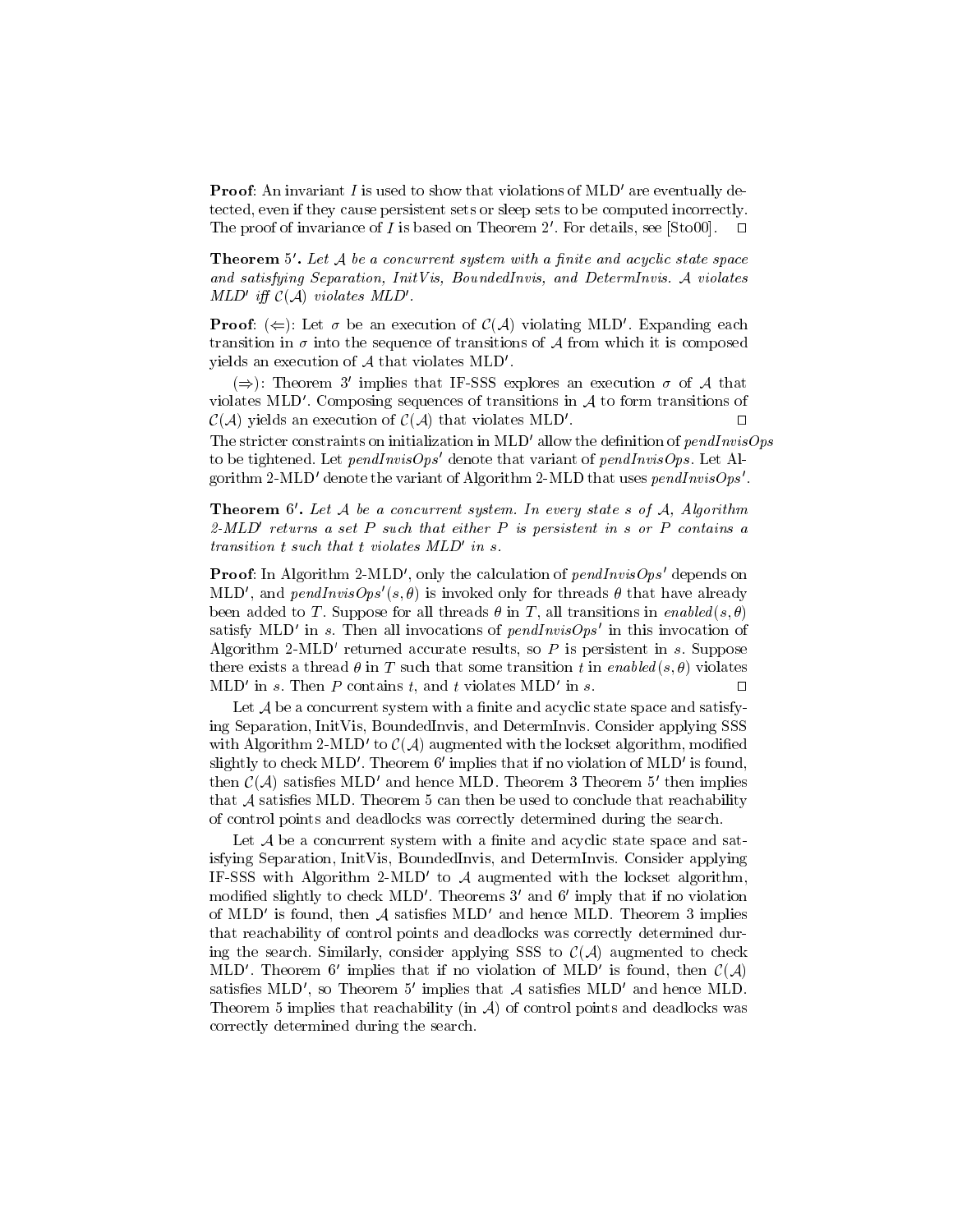**Proof**: An invariant $I$ is used to show that violations of MLD$'$ are eventually detected, even if they cause persistent sets or sleep sets to be computed incorrectly. The proof of invariance of $I$ is based on Theorem 2$'$. For details, see [Sto00]. □

**Theorem 5$'$.** *Let $\mathcal{A}$ be a concurrent system with a finite and acyclic state space and satisfying Separation, InitVis, BoundedInvis, and DetermInvis. $\mathcal{A}$ violates MLD$'$ iff $\mathcal{C}(\mathcal{A})$ violates MLD$'$.*

**Proof**: ($\Leftarrow$): Let $\sigma$ be an execution of $\mathcal{C}(\mathcal{A})$ violating MLD$'$. Expanding each transition in $\sigma$ into the sequence of transitions of $\mathcal{A}$ from which it is composed yields an execution of $\mathcal{A}$ that violates MLD$'$.

($\Rightarrow$): Theorem 3$'$ implies that IF-SSS explores an execution $\sigma$ of $\mathcal{A}$ that violates MLD$'$. Composing sequences of transitions in $\mathcal{A}$ to form transitions of $\mathcal{C}(\mathcal{A})$ yields an execution of $\mathcal{C}(\mathcal{A})$ that violates MLD$'$. □

The stricter constraints on initialization in MLD$'$ allow the definition of *pendInvisOps* to be tightened. Let *pendInvisOps$'$* denote that variant of *pendInvisOps*. Let Algorithm 2-MLD$'$ denote the variant of Algorithm 2-MLD that uses *pendInvisOps$'$*.

**Theorem 6$'$.** *Let $\mathcal{A}$ be a concurrent system. In every state $s$ of $\mathcal{A}$, Algorithm 2-MLD$'$ returns a set $P$ such that either $P$ is persistent in $s$ or $P$ contains a transition $t$ such that $t$ violates MLD$'$ in $s$.*

**Proof**: In Algorithm 2-MLD$'$, only the calculation of *pendInvisOps$'$* depends on MLD$'$, and *pendInvisOps$'$*$(s, \theta)$ is invoked only for threads $\theta$ that have already been added to $T$. Suppose for all threads $\theta$ in $T$, all transitions in *enabled*$(s, \theta)$ satisfy MLD$'$ in $s$. Then all invocations of *pendInvisOps$'$* in this invocation of Algorithm 2-MLD$'$ returned accurate results, so $P$ is persistent in $s$. Suppose there exists a thread $\theta$ in $T$ such that some transition $t$ in *enabled*$(s, \theta)$ violates MLD$'$ in $s$. Then $P$ contains $t$, and $t$ violates MLD$'$ in $s$. □

Let $\mathcal{A}$ be a concurrent system with a finite and acyclic state space and satisfying Separation, InitVis, BoundedInvis, and DetermInvis. Consider applying SSS with Algorithm 2-MLD$'$ to $\mathcal{C}(\mathcal{A})$ augmented with the lockset algorithm, modified slightly to check MLD$'$. Theorem 6$'$ implies that if no violation of MLD$'$ is found, then $\mathcal{C}(\mathcal{A})$ satisfies MLD$'$ and hence MLD. Theorem 3 Theorem 5$'$ then implies that $\mathcal{A}$ satisfies MLD. Theorem 5 can then be used to conclude that reachability of control points and deadlocks was correctly determined during the search.

Let $\mathcal{A}$ be a concurrent system with a finite and acyclic state space and satisfying Separation, InitVis, BoundedInvis, and DetermInvis. Consider applying IF-SSS with Algorithm 2-MLD$'$ to $\mathcal{A}$ augmented with the lockset algorithm, modified slightly to check MLD$'$. Theorems 3$'$ and 6$'$ imply that if no violation of MLD$'$ is found, then $\mathcal{A}$ satisfies MLD$'$ and hence MLD. Theorem 3 implies that reachability of control points and deadlocks was correctly determined during the search. Similarly, consider applying SSS to $\mathcal{C}(\mathcal{A})$ augmented to check MLD$'$. Theorem 6$'$ implies that if no violation of MLD$'$ is found, then $\mathcal{C}(\mathcal{A})$ satisfies MLD$'$, so Theorem 5$'$ implies that $\mathcal{A}$ satisfies MLD$'$ and hence MLD. Theorem 5 implies that reachability (in $\mathcal{A}$) of control points and deadlocks was correctly determined during the search.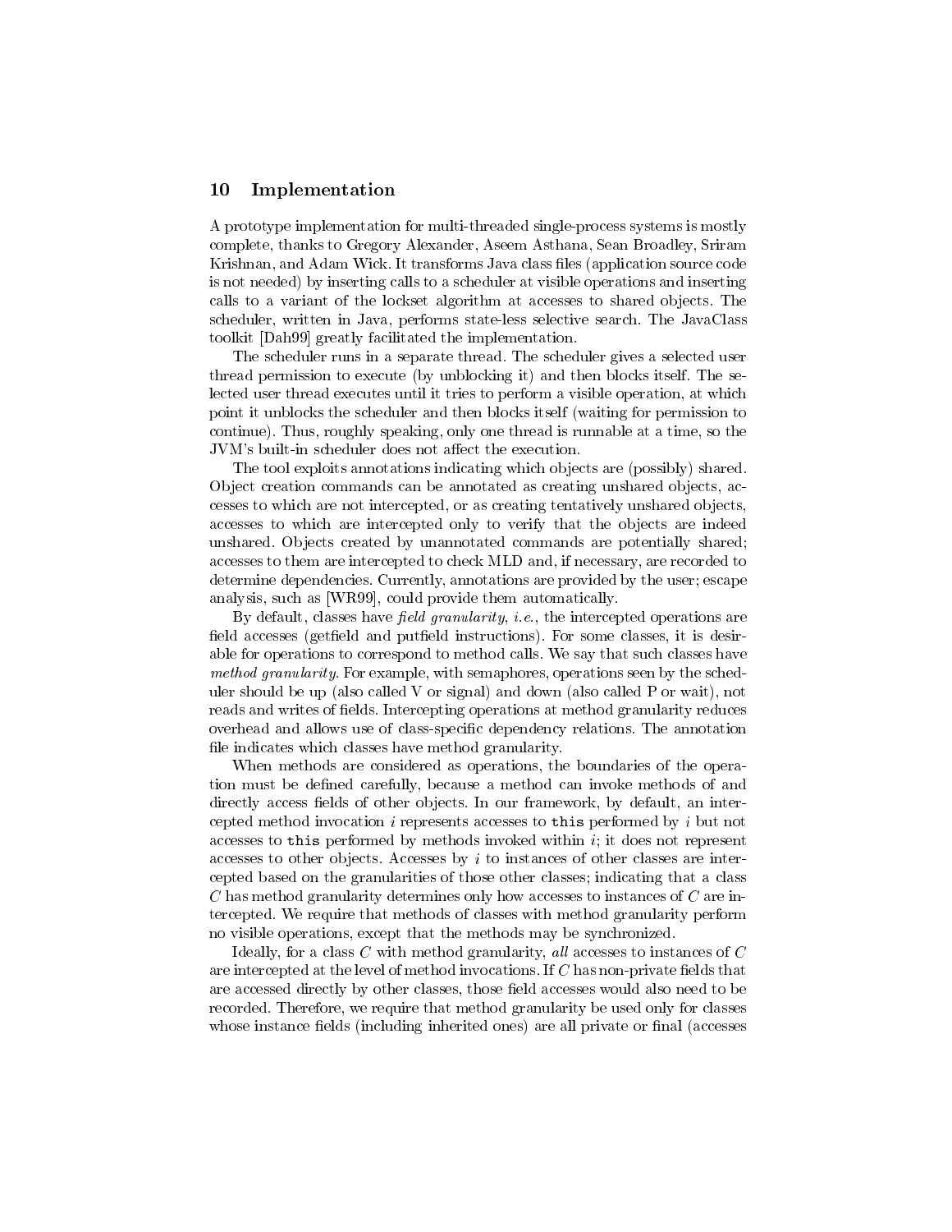## 10 Implementation

A prototype implementation for multi-threaded single-process systems is mostly complete, thanks to Gregory Alexander, Aseem Asthana, Sean Broadley, Sriram Krishnan, and Adam Wick. It transforms Java class files (application source code is not needed) by inserting calls to a scheduler at visible operations and inserting calls to a variant of the lockset algorithm at accesses to shared objects. The scheduler, written in Java, performs state-less selective search. The JavaClass toolkit [Dah99] greatly facilitated the implementation.

The scheduler runs in a separate thread. The scheduler gives a selected user thread permission to execute (by unblocking it) and then blocks itself. The selected user thread executes until it tries to perform a visible operation, at which point it unblocks the scheduler and then blocks itself (waiting for permission to continue). Thus, roughly speaking, only one thread is runnable at a time, so the JVM's built-in scheduler does not affect the execution.

The tool exploits annotations indicating which objects are (possibly) shared. Object creation commands can be annotated as creating unshared objects, accesses to which are not intercepted, or as creating tentatively unshared objects, accesses to which are intercepted only to verify that the objects are indeed unshared. Objects created by unannotated commands are potentially shared; accesses to them are intercepted to check MLD and, if necessary, are recorded to determine dependencies. Currently, annotations are provided by the user; escape analysis, such as [WR99], could provide them automatically.

By default, classes have *field granularity*, *i.e.*, the intercepted operations are field accesses (getfield and putfield instructions). For some classes, it is desirable for operations to correspond to method calls. We say that such classes have *method granularity*. For example, with semaphores, operations seen by the scheduler should be up (also called V or signal) and down (also called P or wait), not reads and writes of fields. Intercepting operations at method granularity reduces overhead and allows use of class-specific dependency relations. The annotation file indicates which classes have method granularity.

When methods are considered as operations, the boundaries of the operation must be defined carefully, because a method can invoke methods of and directly access fields of other objects. In our framework, by default, an intercepted method invocation $i$ represents accesses to `this` performed by $i$ but not accesses to `this` performed by methods invoked within $i$; it does not represent accesses to other objects. Accesses by $i$ to instances of other classes are intercepted based on the granularities of those other classes; indicating that a class $C$ has method granularity determines only how accesses to instances of $C$ are intercepted. We require that methods of classes with method granularity perform no visible operations, except that the methods may be synchronized.

Ideally, for a class $C$ with method granularity, *all* accesses to instances of $C$ are intercepted at the level of method invocations. If $C$ has non-private fields that are accessed directly by other classes, those field accesses would also need to be recorded. Therefore, we require that method granularity be used only for classes whose instance fields (including inherited ones) are all private or final (accesses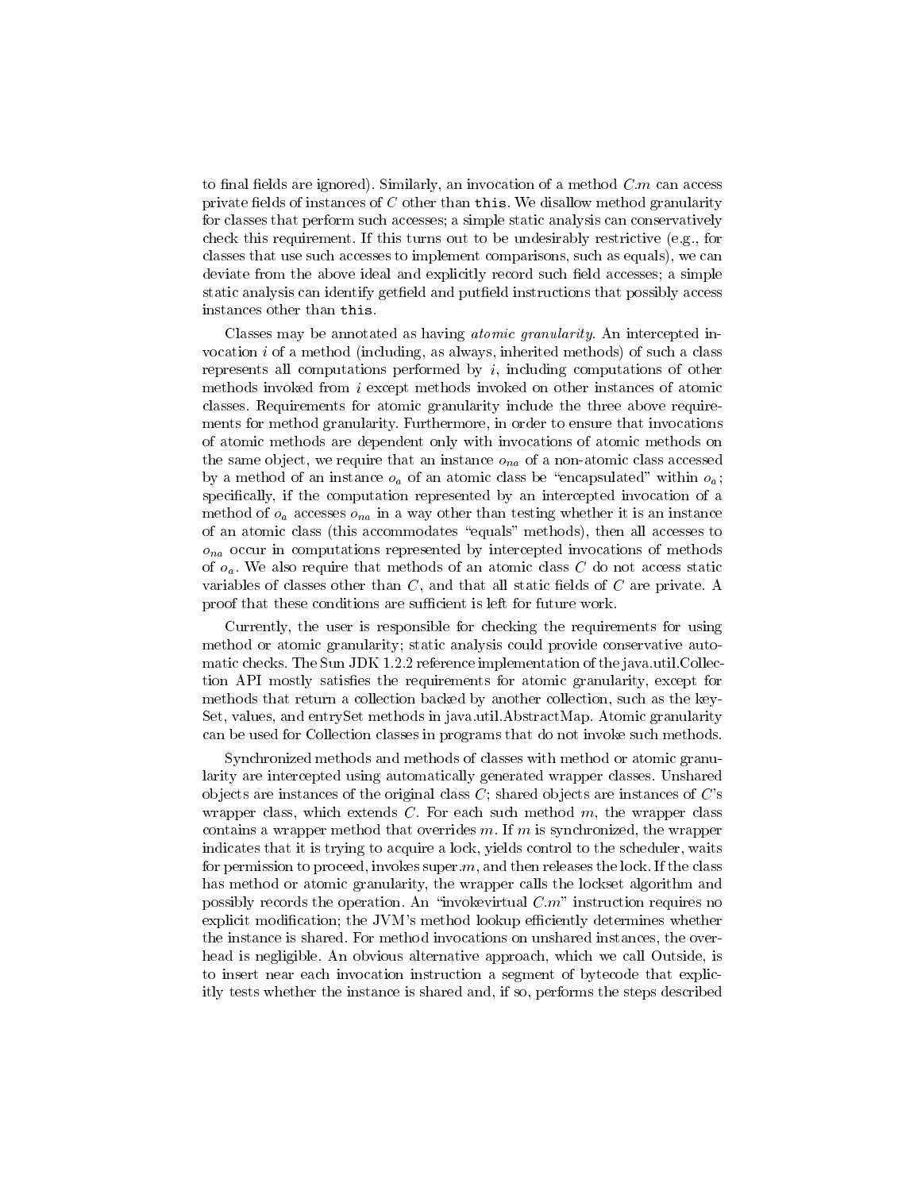to final fields are ignored). Similarly, an invocation of a method $C.m$ can access private fields of instances of $C$ other than `this`. We disallow method granularity for classes that perform such accesses; a simple static analysis can conservatively check this requirement. If this turns out to be undesirably restrictive (e.g., for classes that use such accesses to implement comparisons, such as equals), we can deviate from the above ideal and explicitly record such field accesses; a simple static analysis can identify getfield and putfield instructions that possibly access instances other than `this`.

Classes may be annotated as having *atomic granularity*. An intercepted invocation $i$ of a method (including, as always, inherited methods) of such a class represents all computations performed by $i$, including computations of other methods invoked from $i$ except methods invoked on other instances of atomic classes. Requirements for atomic granularity include the three above requirements for method granularity. Furthermore, in order to ensure that invocations of atomic methods are dependent only with invocations of atomic methods on the same object, we require that an instance $o_{na}$ of a non-atomic class accessed by a method of an instance $o_a$ of an atomic class be "encapsulated" within $o_a$; specifically, if the computation represented by an intercepted invocation of a method of $o_a$ accesses $o_{na}$ in a way other than testing whether it is an instance of an atomic class (this accommodates "equals" methods), then all accesses to $o_{na}$ occur in computations represented by intercepted invocations of methods of $o_a$. We also require that methods of an atomic class $C$ do not access static variables of classes other than $C$, and that all static fields of $C$ are private. A proof that these conditions are sufficient is left for future work.

Currently, the user is responsible for checking the requirements for using method or atomic granularity; static analysis could provide conservative automatic checks. The Sun JDK 1.2.2 reference implementation of the java.util.Collection API mostly satisfies the requirements for atomic granularity, except for methods that return a collection backed by another collection, such as the keySet, values, and entrySet methods in java.util.AbstractMap. Atomic granularity can be used for Collection classes in programs that do not invoke such methods.

Synchronized methods and methods of classes with method or atomic granularity are intercepted using automatically generated wrapper classes. Unshared objects are instances of the original class $C$; shared objects are instances of $C$'s wrapper class, which extends $C$. For each such method $m$, the wrapper class contains a wrapper method that overrides $m$. If $m$ is synchronized, the wrapper indicates that it is trying to acquire a lock, yields control to the scheduler, waits for permission to proceed, invokes super.$m$, and then releases the lock. If the class has method or atomic granularity, the wrapper calls the lockset algorithm and possibly records the operation. An "invokevirtual $C.m$" instruction requires no explicit modification; the JVM's method lookup efficiently determines whether the instance is shared. For method invocations on unshared instances, the overhead is negligible. An obvious alternative approach, which we call Outside, is to insert near each invocation instruction a segment of bytecode that explicitly tests whether the instance is shared and, if so, performs the steps described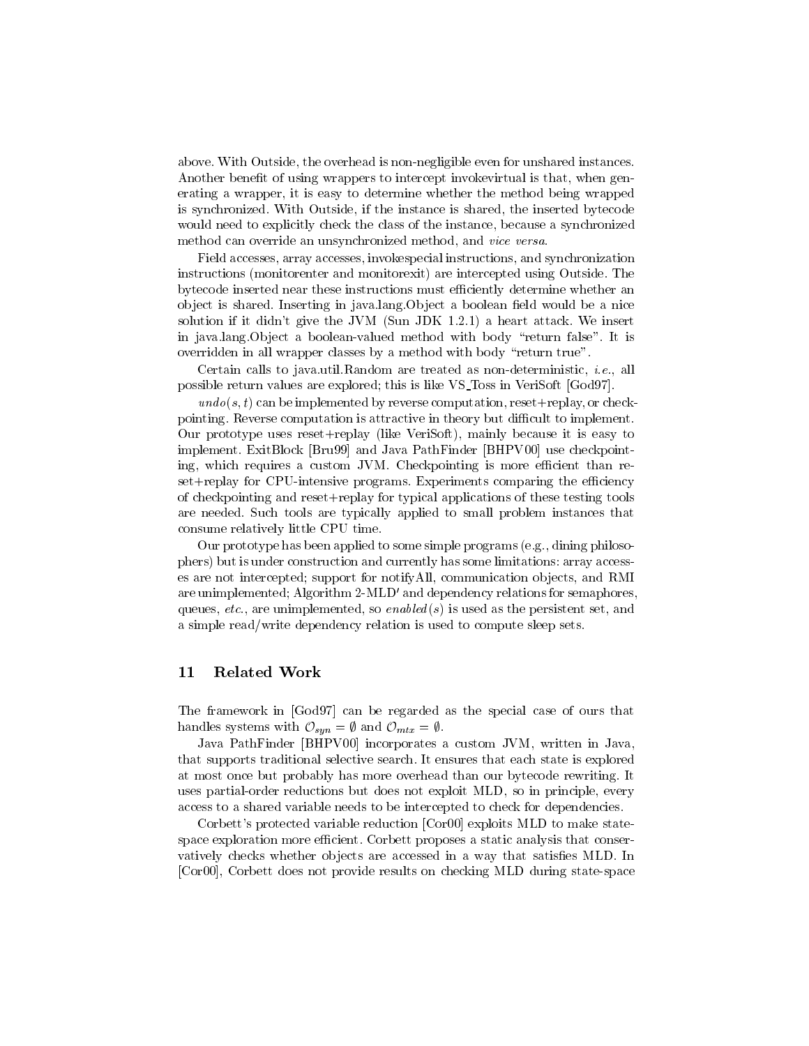above. With Outside, the overhead is non-negligible even for unshared instances. Another benefit of using wrappers to intercept invokevirtual is that, when generating a wrapper, it is easy to determine whether the method being wrapped is synchronized. With Outside, if the instance is shared, the inserted bytecode would need to explicitly check the class of the instance, because a synchronized method can override an unsynchronized method, and *vice versa*.

Field accesses, array accesses, invokespecial instructions, and synchronization instructions (monitorenter and monitorexit) are intercepted using Outside. The bytecode inserted near these instructions must efficiently determine whether an object is shared. Inserting in java.lang.Object a boolean field would be a nice solution if it didn't give the JVM (Sun JDK 1.2.1) a heart attack. We insert in java.lang.Object a boolean-valued method with body "return false". It is overridden in all wrapper classes by a method with body "return true".

Certain calls to java.util.Random are treated as non-deterministic, *i.e.*, all possible return values are explored; this is like VS_Toss in VeriSoft [God97].

$undo(s, t)$ can be implemented by reverse computation, reset+replay, or checkpointing. Reverse computation is attractive in theory but difficult to implement. Our prototype uses reset+replay (like VeriSoft), mainly because it is easy to implement. ExitBlock [Bru99] and Java PathFinder [BHPV00] use checkpointing, which requires a custom JVM. Checkpointing is more efficient than reset+replay for CPU-intensive programs. Experiments comparing the efficiency of checkpointing and reset+replay for typical applications of these testing tools are needed. Such tools are typically applied to small problem instances that consume relatively little CPU time.

Our prototype has been applied to some simple programs (e.g., dining philosophers) but is under construction and currently has some limitations: array accesses are not intercepted; support for notifyAll, communication objects, and RMI are unimplemented; Algorithm 2-MLD$'$ and dependency relations for semaphores, queues, *etc.*, are unimplemented, so $enabled(s)$ is used as the persistent set, and a simple read/write dependency relation is used to compute sleep sets.

## 11 Related Work

The framework in [God97] can be regarded as the special case of ours that handles systems with $\mathcal{O}_{syn} = \emptyset$ and $\mathcal{O}_{mtx} = \emptyset$.

Java PathFinder [BHPV00] incorporates a custom JVM, written in Java, that supports traditional selective search. It ensures that each state is explored at most once but probably has more overhead than our bytecode rewriting. It uses partial-order reductions but does not exploit MLD, so in principle, every access to a shared variable needs to be intercepted to check for dependencies.

Corbett's protected variable reduction [Cor00] exploits MLD to make state-space exploration more efficient. Corbett proposes a static analysis that conservatively checks whether objects are accessed in a way that satisfies MLD. In [Cor00], Corbett does not provide results on checking MLD during state-space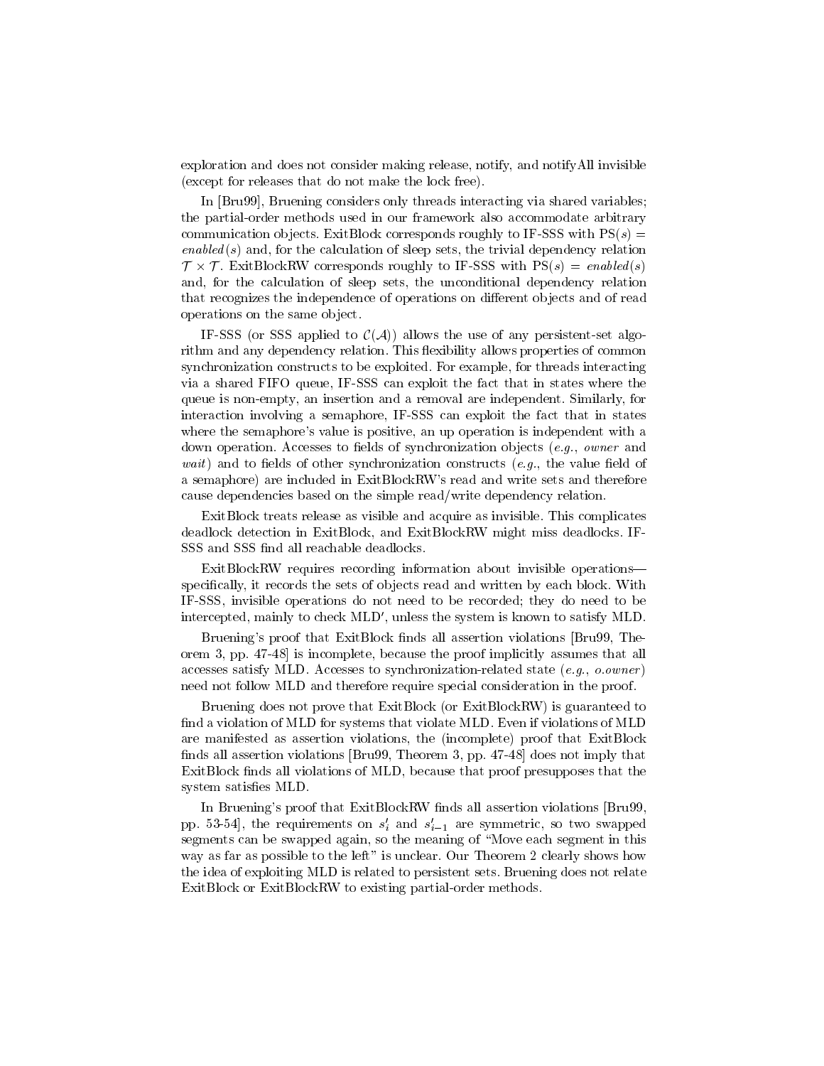exploration and does not consider making release, notify, and notifyAll invisible (except for releases that do not make the lock free).

In [Bru99], Bruening considers only threads interacting via shared variables; the partial-order methods used in our framework also accommodate arbitrary communication objects. ExitBlock corresponds roughly to IF-SSS with $\mathrm{PS}(s) = \mathit{enabled}(s)$ and, for the calculation of sleep sets, the trivial dependency relation $\mathcal{T} \times \mathcal{T}$. ExitBlockRW corresponds roughly to IF-SSS with $\mathrm{PS}(s) = \mathit{enabled}(s)$ and, for the calculation of sleep sets, the unconditional dependency relation that recognizes the independence of operations on different objects and of read operations on the same object.

IF-SSS (or SSS applied to $\mathcal{C}(\mathcal{A})$) allows the use of any persistent-set algorithm and any dependency relation. This flexibility allows properties of common synchronization constructs to be exploited. For example, for threads interacting via a shared FIFO queue, IF-SSS can exploit the fact that in states where the queue is non-empty, an insertion and a removal are independent. Similarly, for interaction involving a semaphore, IF-SSS can exploit the fact that in states where the semaphore's value is positive, an up operation is independent with a down operation. Accesses to fields of synchronization objects (*e.g.*, *owner* and *wait*) and to fields of other synchronization constructs (*e.g.*, the value field of a semaphore) are included in ExitBlockRW's read and write sets and therefore cause dependencies based on the simple read/write dependency relation.

ExitBlock treats release as visible and acquire as invisible. This complicates deadlock detection in ExitBlock, and ExitBlockRW might miss deadlocks. IF-SSS and SSS find all reachable deadlocks.

ExitBlockRW requires recording information about invisible operations—specifically, it records the sets of objects read and written by each block. With IF-SSS, invisible operations do not need to be recorded; they do need to be intercepted, mainly to check MLD′, unless the system is known to satisfy MLD.

Bruening's proof that ExitBlock finds all assertion violations [Bru99, Theorem 3, pp. 47-48] is incomplete, because the proof implicitly assumes that all accesses satisfy MLD. Accesses to synchronization-related state (*e.g.*, *o.owner*) need not follow MLD and therefore require special consideration in the proof.

Bruening does not prove that ExitBlock (or ExitBlockRW) is guaranteed to find a violation of MLD for systems that violate MLD. Even if violations of MLD are manifested as assertion violations, the (incomplete) proof that ExitBlock finds all assertion violations [Bru99, Theorem 3, pp. 47-48] does not imply that ExitBlock finds all violations of MLD, because that proof presupposes that the system satisfies MLD.

In Bruening's proof that ExitBlockRW finds all assertion violations [Bru99, pp. 53-54], the requirements on $s'_i$ and $s'_{i-1}$ are symmetric, so two swapped segments can be swapped again, so the meaning of "Move each segment in this way as far as possible to the left" is unclear. Our Theorem 2 clearly shows how the idea of exploiting MLD is related to persistent sets. Bruening does not relate ExitBlock or ExitBlockRW to existing partial-order methods.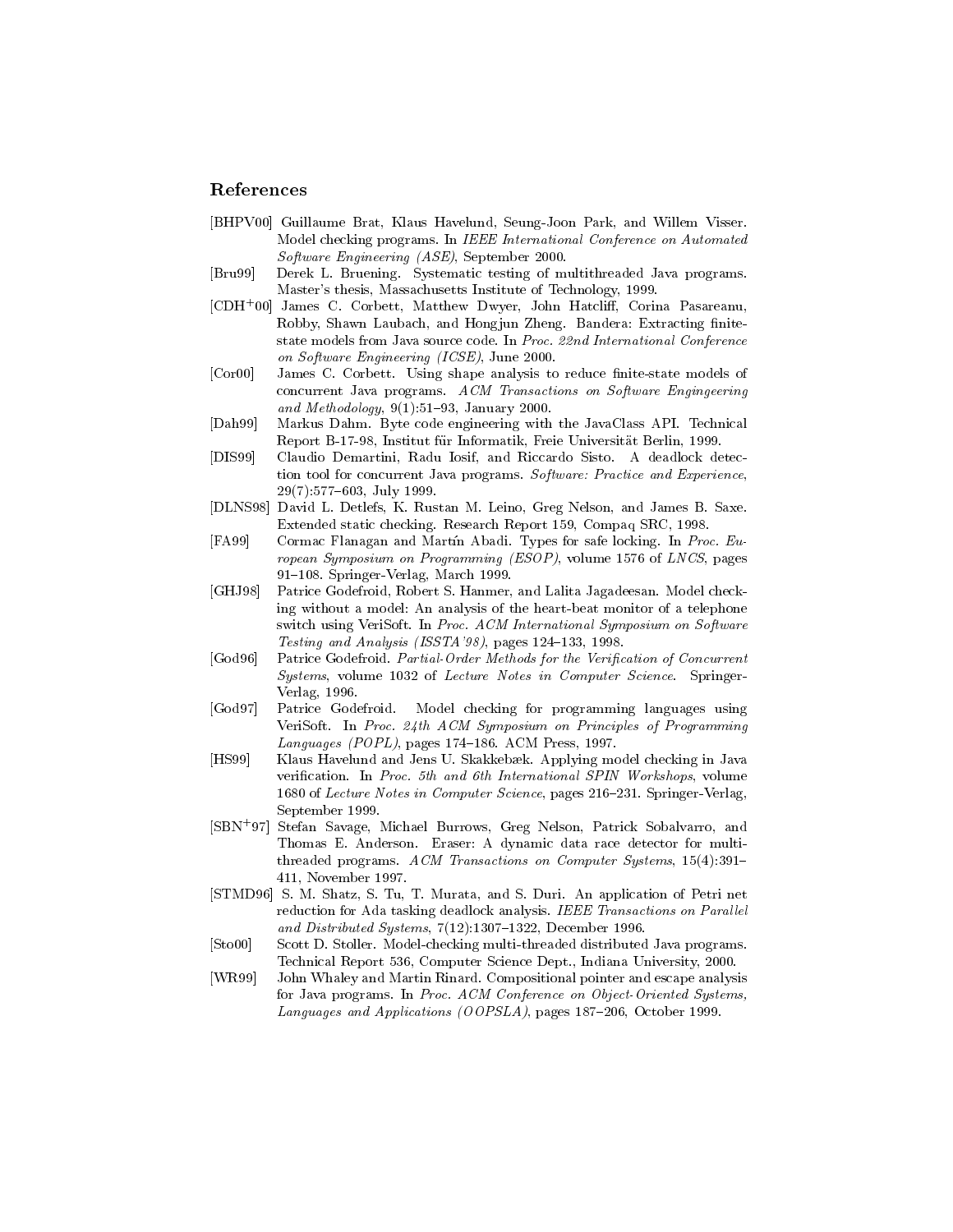## References

[BHPV00] Guillaume Brat, Klaus Havelund, Seung-Joon Park, and Willem Visser. Model checking programs. In *IEEE International Conference on Automated Software Engineering (ASE)*, September 2000.

[Bru99] Derek L. Bruening. Systematic testing of multithreaded Java programs. Master's thesis, Massachusetts Institute of Technology, 1999.

[CDH+00] James C. Corbett, Matthew Dwyer, John Hatcliff, Corina Pasareanu, Robby, Shawn Laubach, and Hongjun Zheng. Bandera: Extracting finite-state models from Java source code. In *Proc. 22nd International Conference on Software Engineering (ICSE)*, June 2000.

[Cor00] James C. Corbett. Using shape analysis to reduce finite-state models of concurrent Java programs. *ACM Transactions on Software Engingeering and Methodology*, 9(1):51–93, January 2000.

[Dah99] Markus Dahm. Byte code engineering with the JavaClass API. Technical Report B-17-98, Institut für Informatik, Freie Universität Berlin, 1999.

[DIS99] Claudio Demartini, Radu Iosif, and Riccardo Sisto. A deadlock detection tool for concurrent Java programs. *Software: Practice and Experience*, 29(7):577–603, July 1999.

[DLNS98] David L. Detlefs, K. Rustan M. Leino, Greg Nelson, and James B. Saxe. Extended static checking. Research Report 159, Compaq SRC, 1998.

[FA99] Cormac Flanagan and Martín Abadi. Types for safe locking. In *Proc. European Symposium on Programming (ESOP)*, volume 1576 of *LNCS*, pages 91–108. Springer-Verlag, March 1999.

[GHJ98] Patrice Godefroid, Robert S. Hanmer, and Lalita Jagadeesan. Model checking without a model: An analysis of the heart-beat monitor of a telephone switch using VeriSoft. In *Proc. ACM International Symposium on Software Testing and Analysis (ISSTA'98)*, pages 124–133, 1998.

[God96] Patrice Godefroid. *Partial-Order Methods for the Verification of Concurrent Systems*, volume 1032 of *Lecture Notes in Computer Science*. Springer-Verlag, 1996.

[God97] Patrice Godefroid. Model checking for programming languages using VeriSoft. In *Proc. 24th ACM Symposium on Principles of Programming Languages (POPL)*, pages 174–186. ACM Press, 1997.

[HS99] Klaus Havelund and Jens U. Skakkebæk. Applying model checking in Java verification. In *Proc. 5th and 6th International SPIN Workshops*, volume 1680 of *Lecture Notes in Computer Science*, pages 216–231. Springer-Verlag, September 1999.

[SBN+97] Stefan Savage, Michael Burrows, Greg Nelson, Patrick Sobalvarro, and Thomas E. Anderson. Eraser: A dynamic data race detector for multi-threaded programs. *ACM Transactions on Computer Systems*, 15(4):391–411, November 1997.

[STMD96] S. M. Shatz, S. Tu, T. Murata, and S. Duri. An application of Petri net reduction for Ada tasking deadlock analysis. *IEEE Transactions on Parallel and Distributed Systems*, 7(12):1307–1322, December 1996.

[Sto00] Scott D. Stoller. Model-checking multi-threaded distributed Java programs. Technical Report 536, Computer Science Dept., Indiana University, 2000.

[WR99] John Whaley and Martin Rinard. Compositional pointer and escape analysis for Java programs. In *Proc. ACM Conference on Object-Oriented Systems, Languages and Applications (OOPSLA)*, pages 187–206, October 1999.